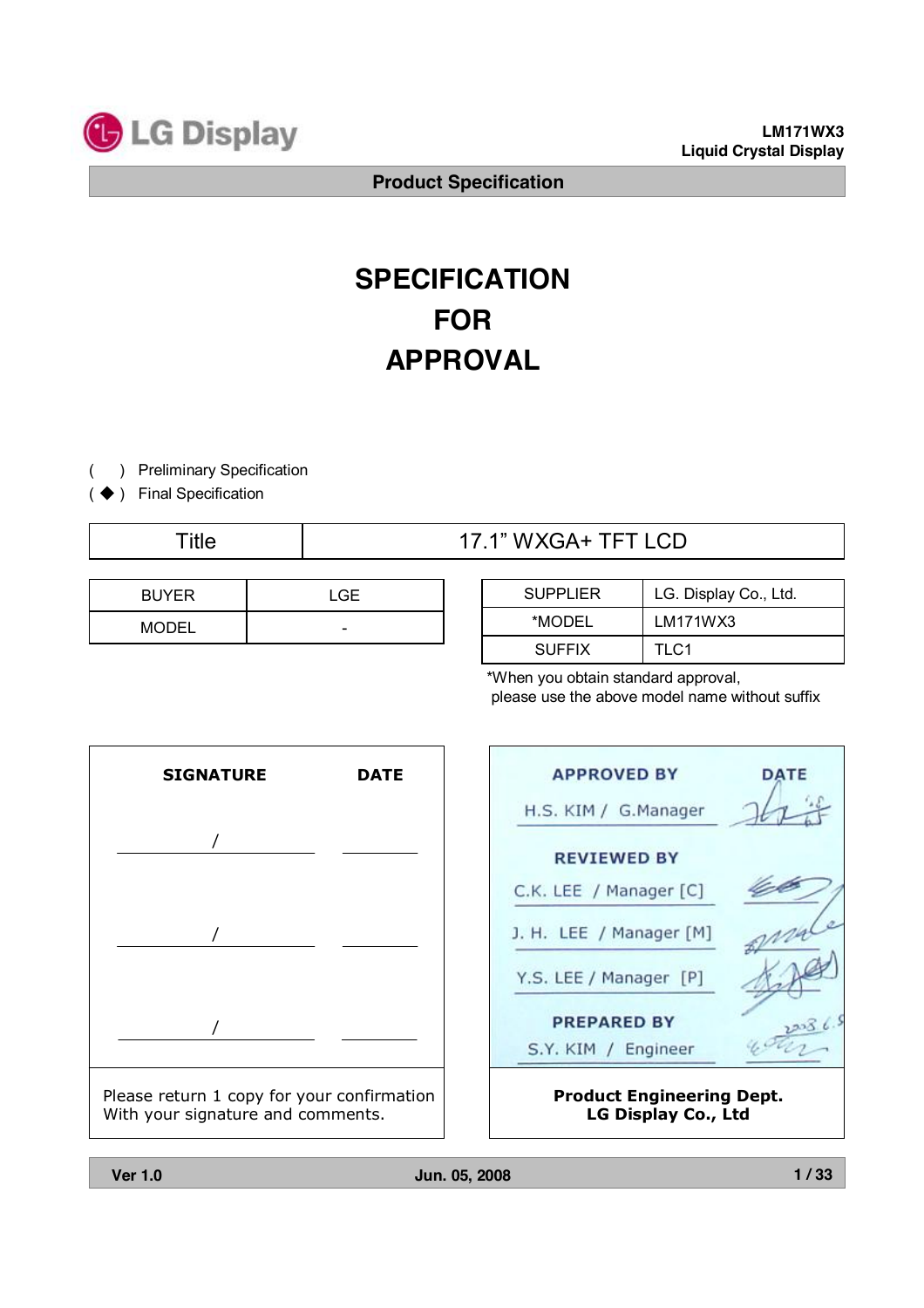LG Display

LM171WX3
Liquid Crystal Display

**Product Specification**

# SPECIFICATION FOR APPROVAL

( ) Preliminary Specification
( ◆ ) Final Specification

| Title | 17.1" WXGA+ TFT LCD |
|---|---|

| BUYER | LGE |
|---|---|
| MODEL | - |

| SUPPLIER | LG. Display Co., Ltd. |
|---|---|
| *MODEL | LM171WX3 |
| SUFFIX | TLC1 |

*When you obtain standard approval, please use the above model name without suffix

| SIGNATURE | DATE |
|---|---|
| / | |
| / | |
| / | |

Please return 1 copy for your confirmation With your signature and comments.

| APPROVED BY | DATE |
|---|---|
| H.S. KIM / G.Manager | |
| **REVIEWED BY** | |
| C.K. LEE / Manager [C] | |
| J. H. LEE / Manager [M] | |
| Y.S. LEE / Manager [P] | |
| **PREPARED BY** | 2008. 6. 5 |
| S.Y. KIM / Engineer | |

**Product Engineering Dept.**
**LG Display Co., Ltd**

Ver 1.0 Jun. 05, 2008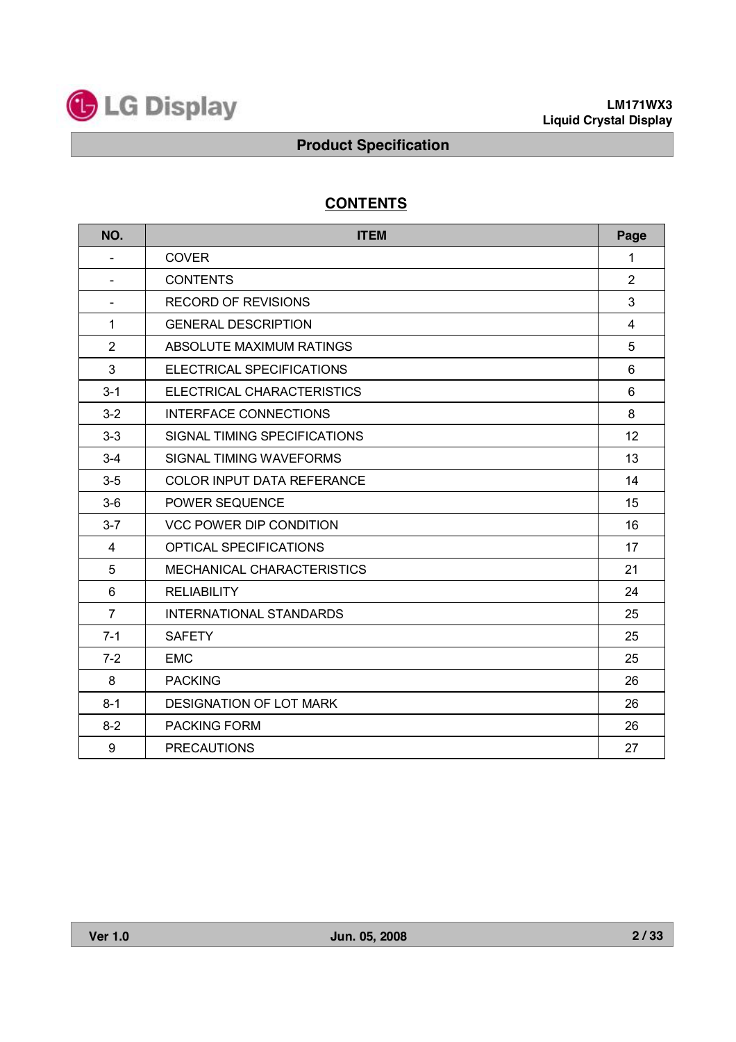## CONTENTS

| NO. | ITEM | Page |
|---|---|---|
| - | COVER | 1 |
| - | CONTENTS | 2 |
| - | RECORD OF REVISIONS | 3 |
| 1 | GENERAL DESCRIPTION | 4 |
| 2 | ABSOLUTE MAXIMUM RATINGS | 5 |
| 3 | ELECTRICAL SPECIFICATIONS | 6 |
| 3-1 | ELECTRICAL CHARACTERISTICS | 6 |
| 3-2 | INTERFACE CONNECTIONS | 8 |
| 3-3 | SIGNAL TIMING SPECIFICATIONS | 12 |
| 3-4 | SIGNAL TIMING WAVEFORMS | 13 |
| 3-5 | COLOR INPUT DATA REFERANCE | 14 |
| 3-6 | POWER SEQUENCE | 15 |
| 3-7 | VCC POWER DIP CONDITION | 16 |
| 4 | OPTICAL SPECIFICATIONS | 17 |
| 5 | MECHANICAL CHARACTERISTICS | 21 |
| 6 | RELIABILITY | 24 |
| 7 | INTERNATIONAL STANDARDS | 25 |
| 7-1 | SAFETY | 25 |
| 7-2 | EMC | 25 |
| 8 | PACKING | 26 |
| 8-1 | DESIGNATION OF LOT MARK | 26 |
| 8-2 | PACKING FORM | 26 |
| 9 | PRECAUTIONS | 27 |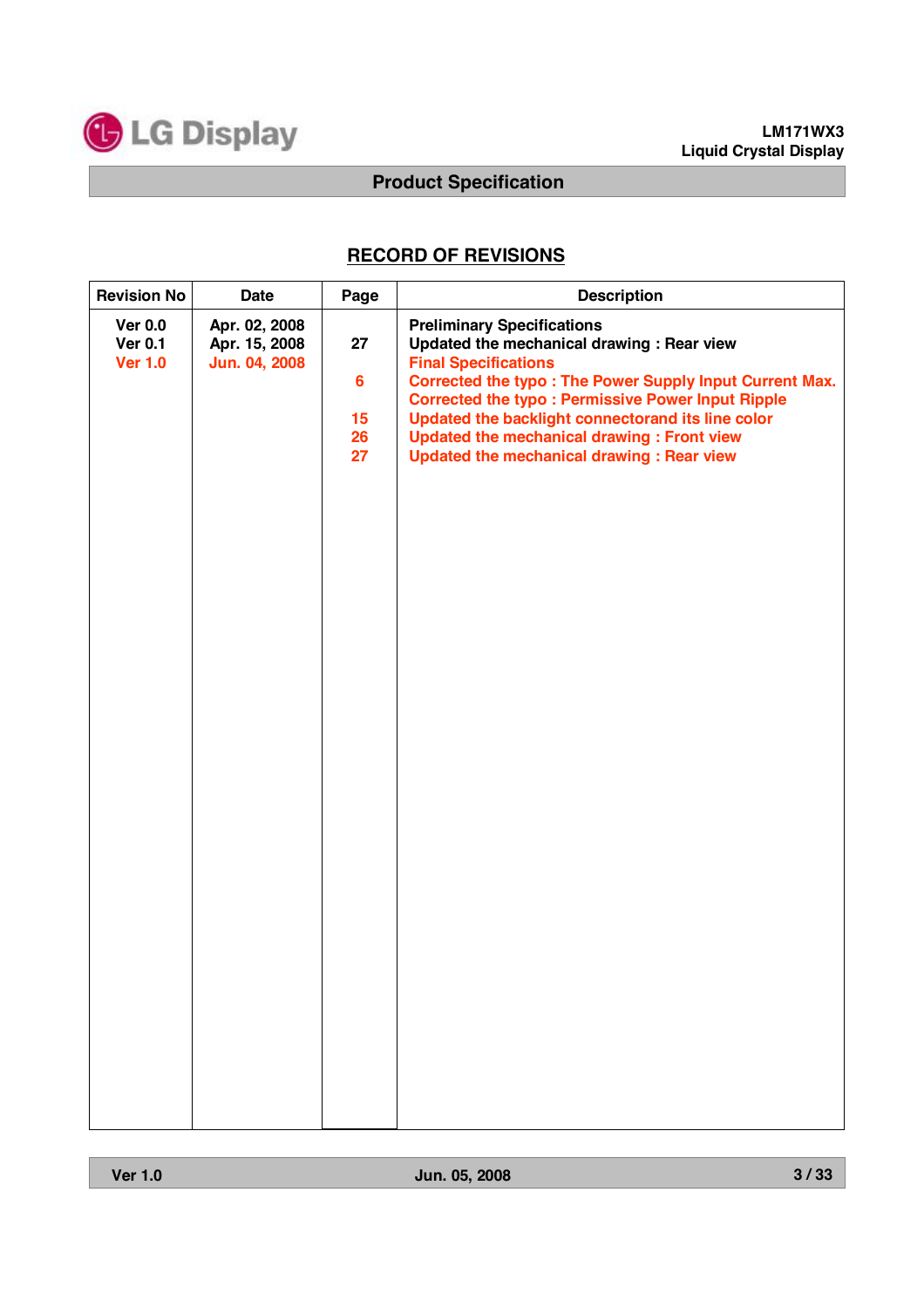## RECORD OF REVISIONS

| Revision No | Date | Page | Description |
|---|---|---|---|
| Ver 0.0 | Apr. 02, 2008 | | Preliminary Specifications |
| Ver 0.1 | Apr. 15, 2008 | 27 | Updated the mechanical drawing : Rear view |
| Ver 1.0 | Jun. 04, 2008 | | Final Specifications |
| | | 6 | Corrected the typo : The Power Supply Input Current Max. |
| | | | Corrected the typo : Permissive Power Input Ripple |
| | | 15 | Updated the backlight connectorand its line color |
| | | 26 | Updated the mechanical drawing : Front view |
| | | 27 | Updated the mechanical drawing : Rear view |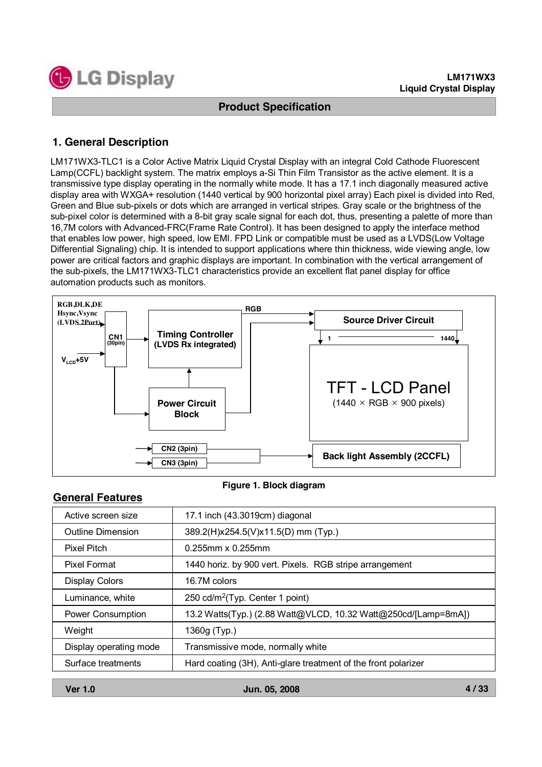## 1. General Description

LM171WX3-TLC1 is a Color Active Matrix Liquid Crystal Display with an integral Cold Cathode Fluorescent Lamp(CCFL) backlight system. The matrix employs a-Si Thin Film Transistor as the active element. It is a transmissive type display operating in the normally white mode. It has a 17.1 inch diagonally measured active display area with WXGA+ resolution (1440 vertical by 900 horizontal pixel array) Each pixel is divided into Red, Green and Blue sub-pixels or dots which are arranged in vertical stripes. Gray scale or the brightness of the sub-pixel color is determined with a 8-bit gray scale signal for each dot, thus, presenting a palette of more than 16,7M colors with Advanced-FRC(Frame Rate Control). It has been designed to apply the interface method that enables low power, high speed, low EMI. FPD Link or compatible must be used as a LVDS(Low Voltage Differential Signaling) chip. It is intended to support applications where thin thickness, wide viewing angle, low power are critical factors and graphic displays are important. In combination with the vertical arrangement of the sub-pixels, the LM171WX3-TLC1 characteristics provide an excellent flat panel display for office automation products such as monitors.

RGB,DLK,DE
Hsync,Vsync
(LVDS 2Port)

CN1 (30pin)

$V_{LCD}$+5V

Timing Controller (LVDS Rx integrated)

Power Circuit Block

RGB

Source Driver Circuit

1 ... 1440

TFT - LCD Panel
(1440 × RGB × 900 pixels)

CN2 (3pin)

CN3 (3pin)

Back light Assembly (2CCFL)

**Figure 1. Block diagram**

### General Features

| | |
|---|---|
| Active screen size | 17.1 inch (43.3019cm) diagonal |
| Outline Dimension | 389.2(H)x254.5(V)x11.5(D) mm (Typ.) |
| Pixel Pitch | 0.255mm x 0.255mm |
| Pixel Format | 1440 horiz. by 900 vert. Pixels. RGB stripe arrangement |
| Display Colors | 16.7M colors |
| Luminance, white | 250 cd/m$^2$(Typ. Center 1 point) |
| Power Consumption | 13.2 Watts(Typ.) (2.88 Watt@VLCD, 10.32 Watt@250cd/[Lamp=8mA]) |
| Weight | 1360g (Typ.) |
| Display operating mode | Transmissive mode, normally white |
| Surface treatments | Hard coating (3H), Anti-glare treatment of the front polarizer |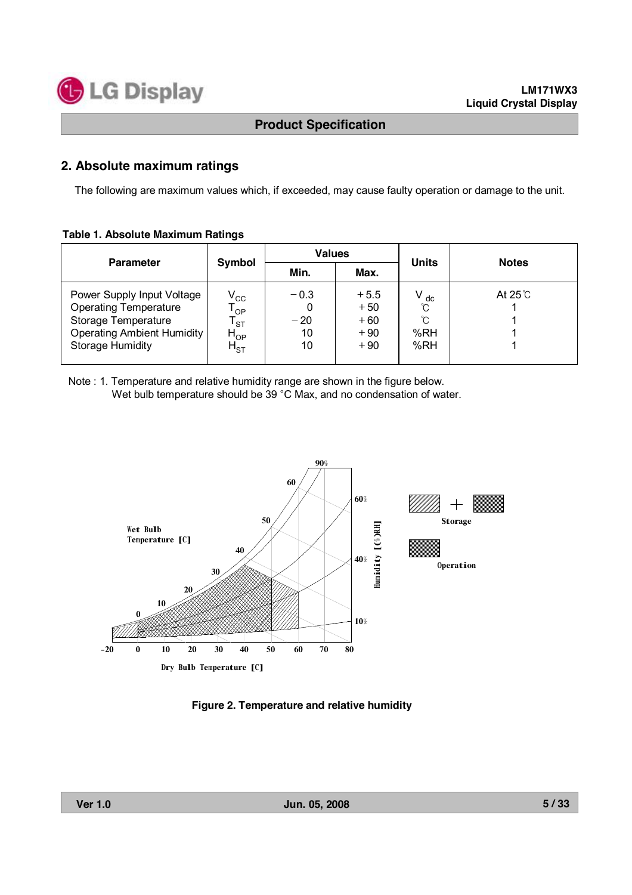## 2. Absolute maximum ratings

The following are maximum values which, if exceeded, may cause faulty operation or damage to the unit.

**Table 1. Absolute Maximum Ratings**

| Parameter | Symbol | Values | | Units | Notes |
|---|---|---|---|---|---|
| | | Min. | Max. | | |
| Power Supply Input Voltage | $V_{CC}$ | −0.3 | +5.5 | $V_{dc}$ | At 25℃ |
| Operating Temperature | $T_{OP}$ | 0 | +50 | ℃ | 1 |
| Storage Temperature | $T_{ST}$ | −20 | +60 | ℃ | 1 |
| Operating Ambient Humidity | $H_{OP}$ | 10 | +90 | %RH | 1 |
| Storage Humidity | $H_{ST}$ | 10 | +90 | %RH | 1 |

Note : 1. Temperature and relative humidity range are shown in the figure below.
Wet bulb temperature should be 39 °C Max, and no condensation of water.

**Figure 2. Temperature and relative humidity**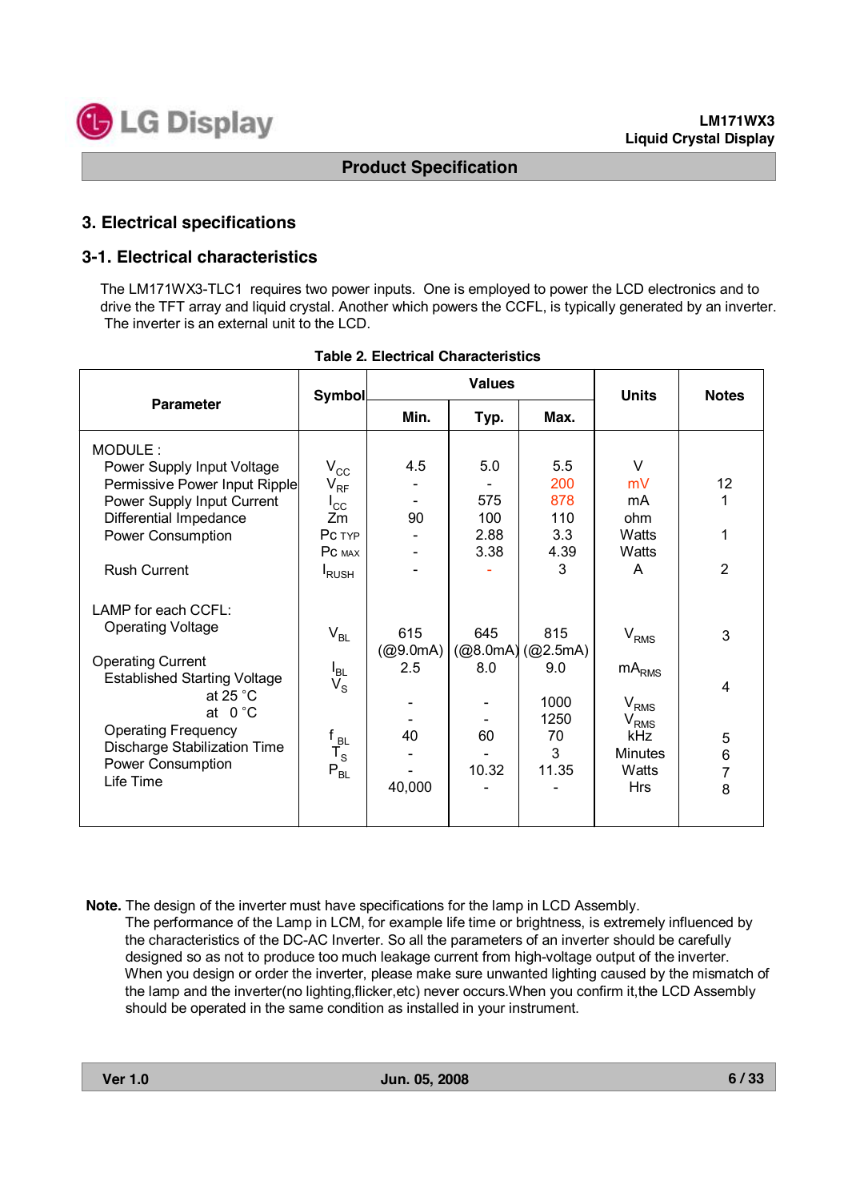## 3. Electrical specifications

### 3-1. Electrical characteristics

The LM171WX3-TLC1 requires two power inputs. One is employed to power the LCD electronics and to drive the TFT array and liquid crystal. Another which powers the CCFL, is typically generated by an inverter. The inverter is an external unit to the LCD.

**Table 2. Electrical Characteristics**

| Parameter | Symbol | Values | | | Units | Notes |
|---|---|---|---|---|---|---|
| | | Min. | Typ. | Max. | | |
| MODULE : | | | | | | |
| Power Supply Input Voltage | $V_{CC}$ | 4.5 | 5.0 | 5.5 | V | |
| Permissive Power Input Ripple | $V_{RF}$ | - | - | 200 | mV | 12 |
| Power Supply Input Current | $I_{CC}$ | - | 575 | 878 | mA | 1 |
| Differential Impedance | Zm | 90 | 100 | 110 | ohm | |
| Power Consumption | Pc TYP | - | 2.88 | 3.3 | Watts | 1 |
| | Pc MAX | - | 3.38 | 4.39 | Watts | |
| Rush Current | $I_{RUSH}$ | - | - | 3 | A | 2 |
| LAMP for each CCFL: | | | | | | |
| Operating Voltage | $V_{BL}$ | 615 (@9.0mA) | 645 (@8.0mA) | 815 (@2.5mA) | $V_{RMS}$ | 3 |
| Operating Current | $I_{BL}$ | 2.5 | 8.0 | 9.0 | $mA_{RMS}$ | |
| Established Starting Voltage | $V_S$ | | | | | 4 |
| at 25 °C | | - | - | 1000 | $V_{RMS}$ | |
| at 0 °C | | - | - | 1250 | $V_{RMS}$ | |
| Operating Frequency | $f_{BL}$ | 40 | 60 | 70 | kHz | 5 |
| Discharge Stabilization Time | $T_S$ | - | - | 3 | Minutes | 6 |
| Power Consumption | $P_{BL}$ | - | 10.32 | 11.35 | Watts | 7 |
| Life Time | | 40,000 | - | - | Hrs | 8 |

**Note.** The design of the inverter must have specifications for the lamp in LCD Assembly.
The performance of the Lamp in LCM, for example life time or brightness, is extremely influenced by the characteristics of the DC-AC Inverter. So all the parameters of an inverter should be carefully designed so as not to produce too much leakage current from high-voltage output of the inverter. When you design or order the inverter, please make sure unwanted lighting caused by the mismatch of the lamp and the inverter(no lighting,flicker,etc) never occurs.When you confirm it,the LCD Assembly should be operated in the same condition as installed in your instrument.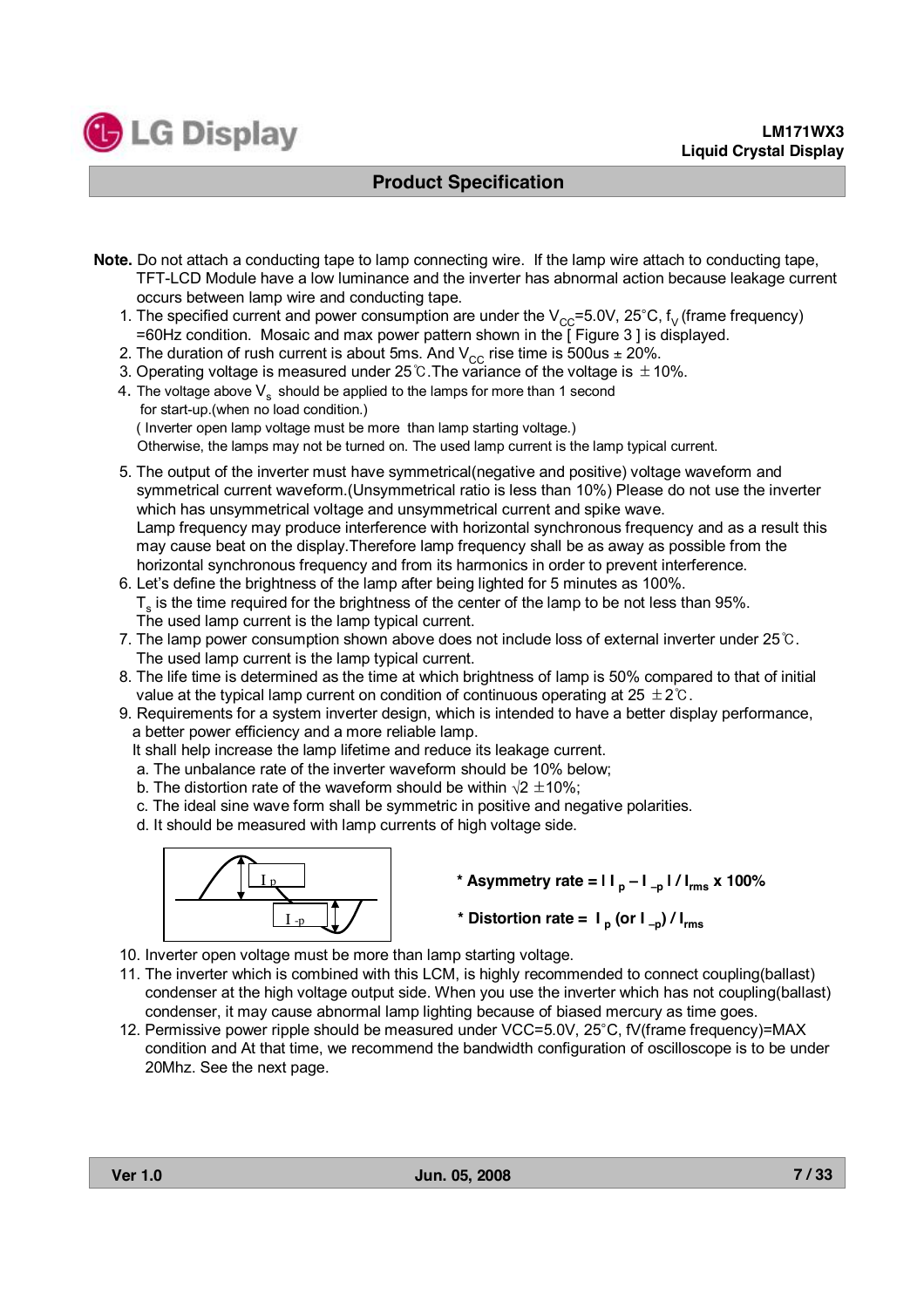**Note.** Do not attach a conducting tape to lamp connecting wire. If the lamp wire attach to conducting tape, TFT-LCD Module have a low luminance and the inverter has abnormal action because leakage current occurs between lamp wire and conducting tape.

1. The specified current and power consumption are under the $V_{CC}$=5.0V, 25°C, $f_V$ (frame frequency) =60Hz condition. Mosaic and max power pattern shown in the [ Figure 3 ] is displayed.
2. The duration of rush current is about 5ms. And $V_{CC}$ rise time is 500us ± 20%.
3. Operating voltage is measured under 25℃.The variance of the voltage is ±10%.
4. The voltage above $V_s$ should be applied to the lamps for more than 1 second for start-up.(when no load condition.)
   ( Inverter open lamp voltage must be more than lamp starting voltage.)
   Otherwise, the lamps may not be turned on. The used lamp current is the lamp typical current.
5. The output of the inverter must have symmetrical(negative and positive) voltage waveform and symmetrical current waveform.(Unsymmetrical ratio is less than 10%) Please do not use the inverter which has unsymmetrical voltage and unsymmetrical current and spike wave.
   Lamp frequency may produce interference with horizontal synchronous frequency and as a result this may cause beat on the display.Therefore lamp frequency shall be as away as possible from the horizontal synchronous frequency and from its harmonics in order to prevent interference.
6. Let's define the brightness of the lamp after being lighted for 5 minutes as 100%.
   $T_s$ is the time required for the brightness of the center of the lamp to be not less than 95%.
   The used lamp current is the lamp typical current.
7. The lamp power consumption shown above does not include loss of external inverter under 25℃.
   The used lamp current is the lamp typical current.
8. The life time is determined as the time at which brightness of lamp is 50% compared to that of initial value at the typical lamp current on condition of continuous operating at 25 ±2℃.
9. Requirements for a system inverter design, which is intended to have a better display performance, a better power efficiency and a more reliable lamp.
   It shall help increase the lamp lifetime and reduce its leakage current.
   a. The unbalance rate of the inverter waveform should be 10% below;
   b. The distortion rate of the waveform should be within √2 ±10%;
   c. The ideal sine wave form shall be symmetric in positive and negative polarities.
   d. It should be measured with lamp currents of high voltage side.

**\* Asymmetry rate =** $| I_p - I_{-p} | / I_{rms} \times 100\%$

**\* Distortion rate =** $I_p$ (or $I_{-p}$) / $I_{rms}$

10. Inverter open voltage must be more than lamp starting voltage.
11. The inverter which is combined with this LCM, is highly recommended to connect coupling(ballast) condenser at the high voltage output side. When you use the inverter which has not coupling(ballast) condenser, it may cause abnormal lamp lighting because of biased mercury as time goes.
12. Permissive power ripple should be measured under VCC=5.0V, 25°C, fV(frame frequency)=MAX condition and At that time, we recommend the bandwidth configuration of oscilloscope is to be under 20Mhz. See the next page.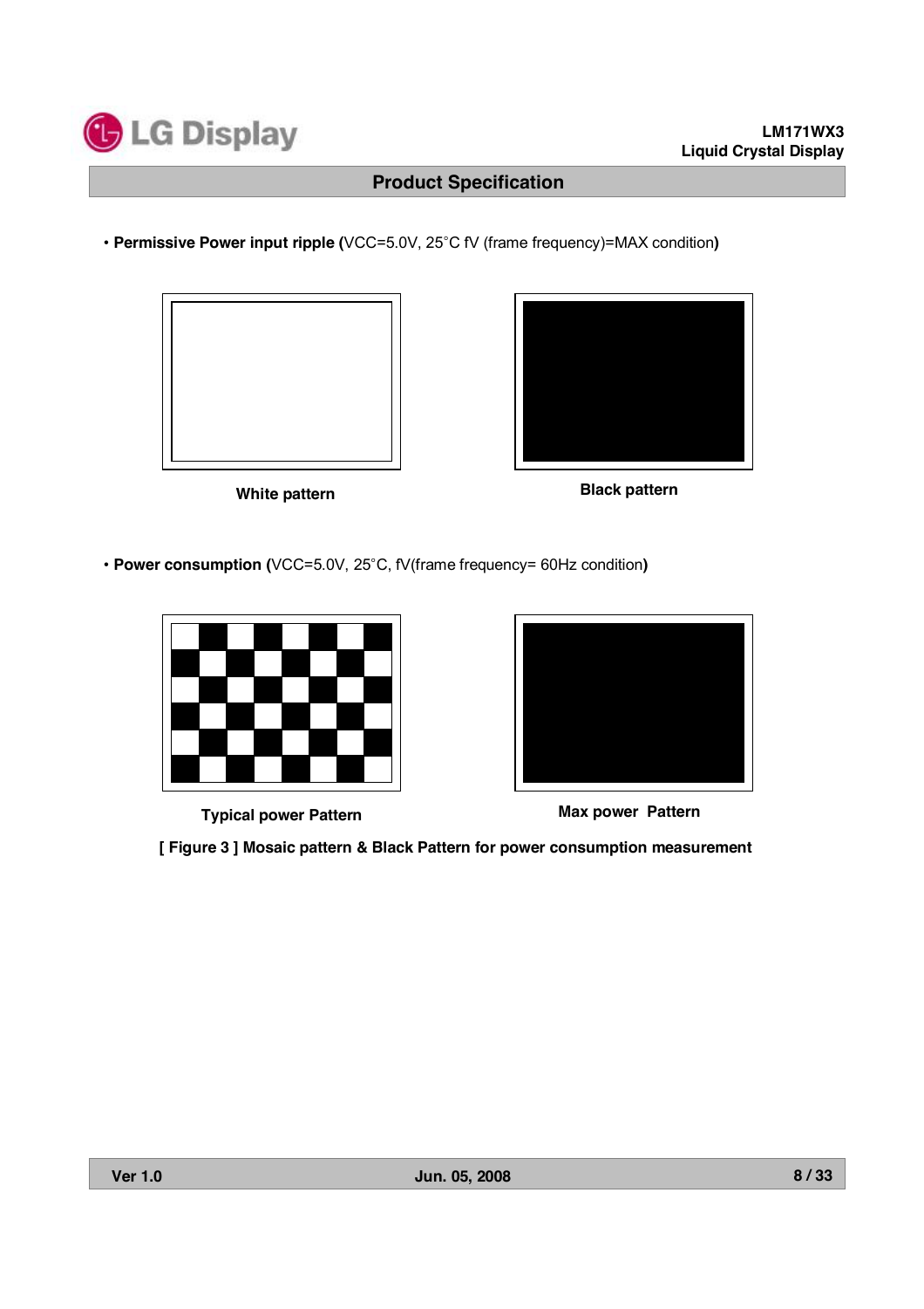• **Permissive Power input ripple (**VCC=5.0V, 25°C fV (frame frequency)=MAX condition**)**

**White pattern**

**Black pattern**

• **Power consumption (**VCC=5.0V, 25°C, fV(frame frequency= 60Hz condition**)**

**Typical power Pattern**

**Max power Pattern**

**[ Figure 3 ] Mosaic pattern & Black Pattern for power consumption measurement**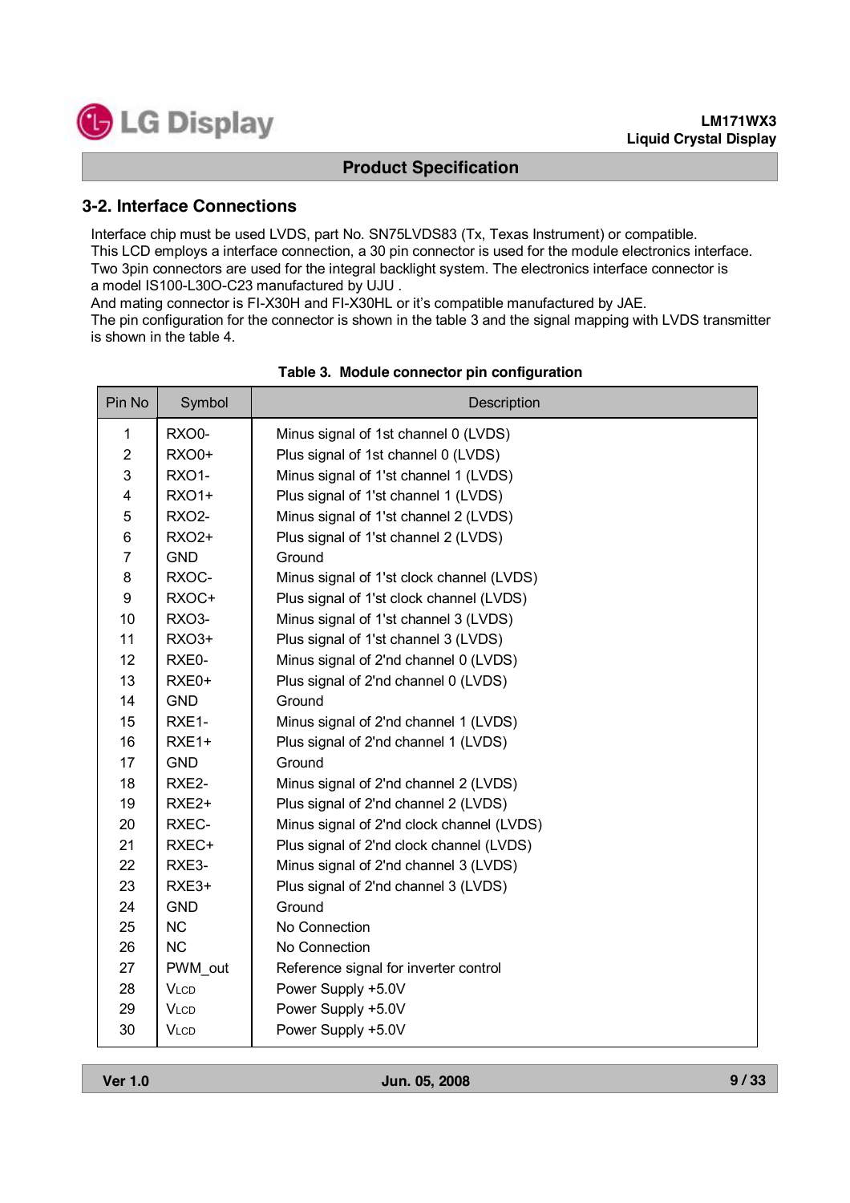## 3-2. Interface Connections

Interface chip must be used LVDS, part No. SN75LVDS83 (Tx, Texas Instrument) or compatible.
This LCD employs a interface connection, a 30 pin connector is used for the module electronics interface.
Two 3pin connectors are used for the integral backlight system. The electronics interface connector is a model IS100-L30O-C23 manufactured by UJU .
And mating connector is FI-X30H and FI-X30HL or it's compatible manufactured by JAE.
The pin configuration for the connector is shown in the table 3 and the signal mapping with LVDS transmitter is shown in the table 4.

**Table 3. Module connector pin configuration**

| Pin No | Symbol | Description |
|---|---|---|
| 1 | RXO0- | Minus signal of 1st channel 0 (LVDS) |
| 2 | RXO0+ | Plus signal of 1st channel 0 (LVDS) |
| 3 | RXO1- | Minus signal of 1'st channel 1 (LVDS) |
| 4 | RXO1+ | Plus signal of 1'st channel 1 (LVDS) |
| 5 | RXO2- | Minus signal of 1'st channel 2 (LVDS) |
| 6 | RXO2+ | Plus signal of 1'st channel 2 (LVDS) |
| 7 | GND | Ground |
| 8 | RXOC- | Minus signal of 1'st clock channel (LVDS) |
| 9 | RXOC+ | Plus signal of 1'st clock channel (LVDS) |
| 10 | RXO3- | Minus signal of 1'st channel 3 (LVDS) |
| 11 | RXO3+ | Plus signal of 1'st channel 3 (LVDS) |
| 12 | RXE0- | Minus signal of 2'nd channel 0 (LVDS) |
| 13 | RXE0+ | Plus signal of 2'nd channel 0 (LVDS) |
| 14 | GND | Ground |
| 15 | RXE1- | Minus signal of 2'nd channel 1 (LVDS) |
| 16 | RXE1+ | Plus signal of 2'nd channel 1 (LVDS) |
| 17 | GND | Ground |
| 18 | RXE2- | Minus signal of 2'nd channel 2 (LVDS) |
| 19 | RXE2+ | Plus signal of 2'nd channel 2 (LVDS) |
| 20 | RXEC- | Minus signal of 2'nd clock channel (LVDS) |
| 21 | RXEC+ | Plus signal of 2'nd clock channel (LVDS) |
| 22 | RXE3- | Minus signal of 2'nd channel 3 (LVDS) |
| 23 | RXE3+ | Plus signal of 2'nd channel 3 (LVDS) |
| 24 | GND | Ground |
| 25 | NC | No Connection |
| 26 | NC | No Connection |
| 27 | PWM_out | Reference signal for inverter control |
| 28 | $V_{LCD}$ | Power Supply +5.0V |
| 29 | $V_{LCD}$ | Power Supply +5.0V |
| 30 | $V_{LCD}$ | Power Supply +5.0V |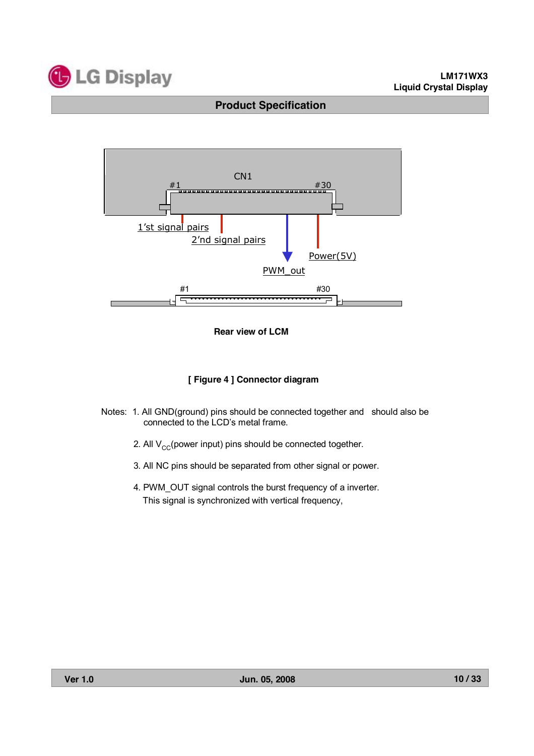**Rear view of LCM**

**[ Figure 4 ] Connector diagram**

Notes: 1. All GND(ground) pins should be connected together and should also be connected to the LCD's metal frame.

2. All $V_{CC}$(power input) pins should be connected together.

3. All NC pins should be separated from other signal or power.

4. PWM_OUT signal controls the burst frequency of a inverter. This signal is synchronized with vertical frequency,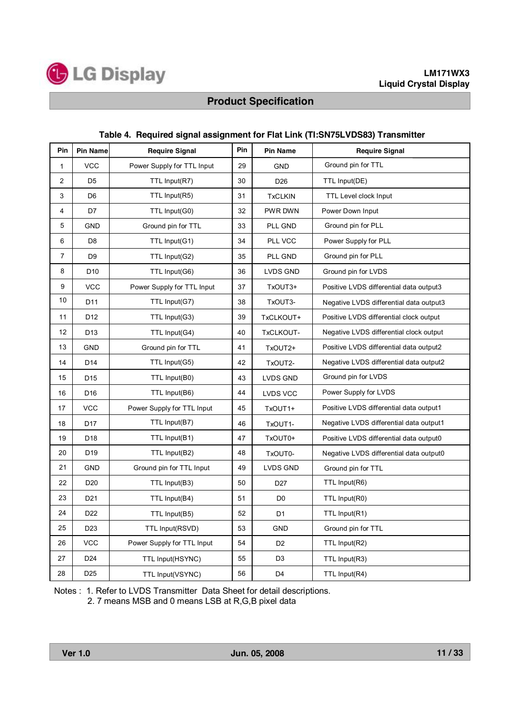Table 4. Required signal assignment for Flat Link (TI:SN75LVDS83) Transmitter

| Pin | Pin Name | Require Signal | Pin | Pin Name | Require Signal |
|---|---|---|---|---|---|
| 1 | VCC | Power Supply for TTL Input | 29 | GND | Ground pin for TTL |
| 2 | D5 | TTL Input(R7) | 30 | D26 | TTL Input(DE) |
| 3 | D6 | TTL Input(R5) | 31 | TxCLKIN | TTL Level clock Input |
| 4 | D7 | TTL Input(G0) | 32 | PWR DWN | Power Down Input |
| 5 | GND | Ground pin for TTL | 33 | PLL GND | Ground pin for PLL |
| 6 | D8 | TTL Input(G1) | 34 | PLL VCC | Power Supply for PLL |
| 7 | D9 | TTL Input(G2) | 35 | PLL GND | Ground pin for PLL |
| 8 | D10 | TTL Input(G6) | 36 | LVDS GND | Ground pin for LVDS |
| 9 | VCC | Power Supply for TTL Input | 37 | TxOUT3+ | Positive LVDS differential data output3 |
| 10 | D11 | TTL Input(G7) | 38 | TxOUT3- | Negative LVDS differential data output3 |
| 11 | D12 | TTL Input(G3) | 39 | TxCLKOUT+ | Positive LVDS differential clock output |
| 12 | D13 | TTL Input(G4) | 40 | TxCLKOUT- | Negative LVDS differential clock output |
| 13 | GND | Ground pin for TTL | 41 | TxOUT2+ | Positive LVDS differential data output2 |
| 14 | D14 | TTL Input(G5) | 42 | TxOUT2- | Negative LVDS differential data output2 |
| 15 | D15 | TTL Input(B0) | 43 | LVDS GND | Ground pin for LVDS |
| 16 | D16 | TTL Input(B6) | 44 | LVDS VCC | Power Supply for LVDS |
| 17 | VCC | Power Supply for TTL Input | 45 | TxOUT1+ | Positive LVDS differential data output1 |
| 18 | D17 | TTL Input(B7) | 46 | TxOUT1- | Negative LVDS differential data output1 |
| 19 | D18 | TTL Input(B1) | 47 | TxOUT0+ | Positive LVDS differential data output0 |
| 20 | D19 | TTL Input(B2) | 48 | TxOUT0- | Negative LVDS differential data output0 |
| 21 | GND | Ground pin for TTL Input | 49 | LVDS GND | Ground pin for TTL |
| 22 | D20 | TTL Input(B3) | 50 | D27 | TTL Input(R6) |
| 23 | D21 | TTL Input(B4) | 51 | D0 | TTL Input(R0) |
| 24 | D22 | TTL Input(B5) | 52 | D1 | TTL Input(R1) |
| 25 | D23 | TTL Input(RSVD) | 53 | GND | Ground pin for TTL |
| 26 | VCC | Power Supply for TTL Input | 54 | D2 | TTL Input(R2) |
| 27 | D24 | TTL Input(HSYNC) | 55 | D3 | TTL Input(R3) |
| 28 | D25 | TTL Input(VSYNC) | 56 | D4 | TTL Input(R4) |

Notes :
1. Refer to LVDS Transmitter Data Sheet for detail descriptions.
2. 7 means MSB and 0 means LSB at R,G,B pixel data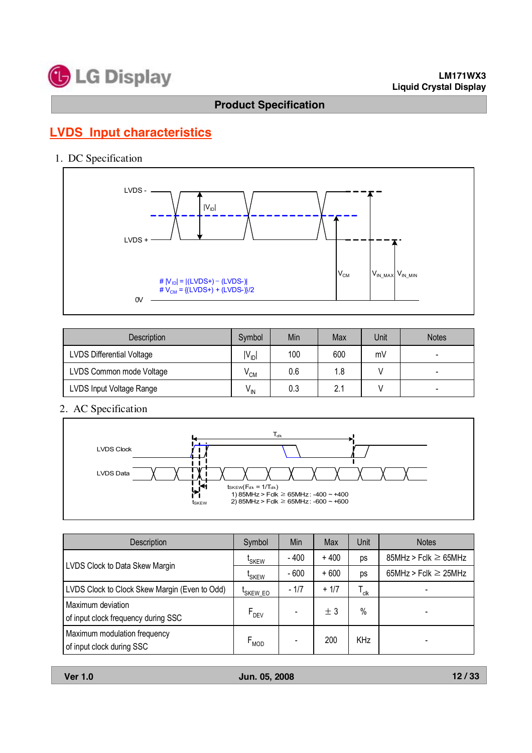## LVDS Input characteristics

1. DC Specification

LVDS -

LVDS +

$|V_{ID}|$

# $|V_{ID}| = |(LVDS+) - (LVDS-)|$

# $V_{CM} = \{(LVDS+) + (LVDS-)\}/2$

0V

$V_{CM}$ $V_{IN\_MAX}$ $V_{IN\_MIN}$

| Description | Symbol | Min | Max | Unit | Notes |
|---|---|---|---|---|---|
| LVDS Differential Voltage | $\lvert V_{ID} \rvert$ | 100 | 600 | mV | - |
| LVDS Common mode Voltage | $V_{CM}$ | 0.6 | 1.8 | V | - |
| LVDS Input Voltage Range | $V_{IN}$ | 0.3 | 2.1 | V | - |

2. AC Specification

LVDS Clock

LVDS Data

$T_{clk}$

$t_{SKEW}$

$t_{SKEW}$ ($F_{clk} = 1/T_{clk}$)
1) 85MHz > Fclk ≥ 65MHz : -400 ~ +400
2) 85MHz > Fclk ≥ 65MHz : -600 ~ +600

| Description | Symbol | Min | Max | Unit | Notes |
|---|---|---|---|---|---|
| LVDS Clock to Data Skew Margin | $t_{SKEW}$ | - 400 | + 400 | ps | 85MHz > Fclk ≥ 65MHz |
| | $t_{SKEW}$ | - 600 | + 600 | ps | 65MHz > Fclk ≥ 25MHz |
| LVDS Clock to Clock Skew Margin (Even to Odd) | $t_{SKEW\_EO}$ | - 1/7 | + 1/7 | $T_{clk}$ | - |
| Maximum deviation of input clock frequency during SSC | $F_{DEV}$ | - | ± 3 | % | - |
| Maximum modulation frequency of input clock during SSC | $F_{MOD}$ | - | 200 | KHz | - |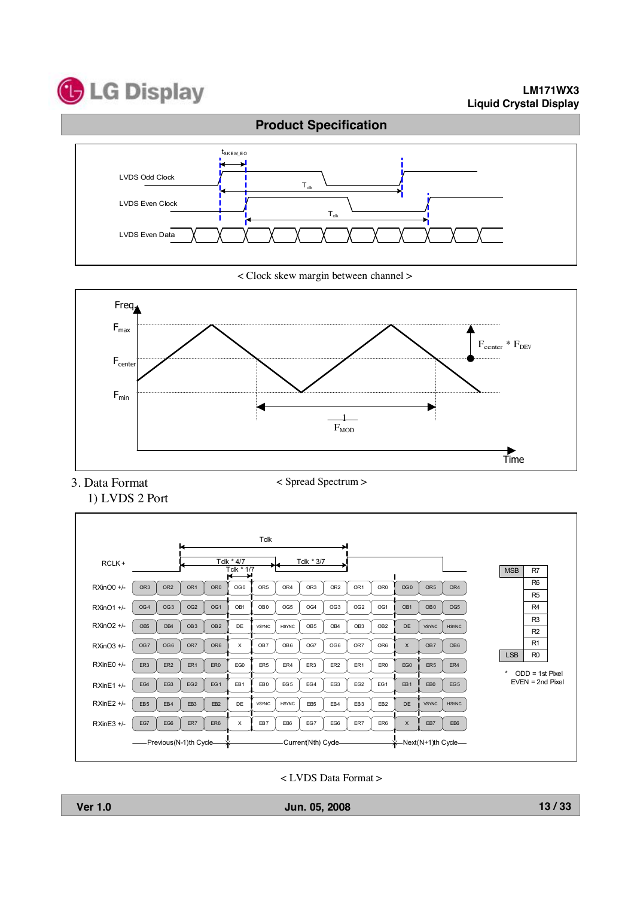LVDS Odd Clock

LVDS Even Clock

LVDS Even Data

$t_{SKEW\_EO}$

$T_{clk}$

< Clock skew margin between channel >

Freq

$F_{max}$

$F_{center}$

$F_{min}$

$F_{center} * F_{DEV}$

$\frac{1}{F_{MOD}}$

Time

< Spread Spectrum >

## 3. Data Format

### 1) LVDS 2 Port

Tclk

RCLK +

Tclk * 4/7

Tclk * 3/7

Tclk * 1/7

| Signal | | | | | | | | | | | | | | |
|---|---|---|---|---|---|---|---|---|---|---|---|---|---|---|
| RXinO0 +/- | OR3 | OR2 | OR1 | OR0 | OG0 | OR5 | OR4 | OR3 | OR2 | OR1 | OR0 | OG0 | OR5 | OR4 |
| RXinO1 +/- | OG4 | OG3 | OG2 | OG1 | OB1 | OB0 | OG5 | OG4 | OG3 | OG2 | OG1 | OB1 | OB0 | OG5 |
| RXinO2 +/- | OB5 | OB4 | OB3 | OB2 | DE | VSYNC | HSYNC | OB5 | OB4 | OB3 | OB2 | DE | VSYNC | HSYNC |
| RXinO3 +/- | OG7 | OG6 | OR7 | OR6 | X | OB7 | OB6 | OG7 | OG6 | OR7 | OR6 | X | OB7 | OB6 |
| RXinE0 +/- | ER3 | ER2 | ER1 | ER0 | EG0 | ER5 | ER4 | ER3 | ER2 | ER1 | ER0 | EG0 | ER5 | ER4 |
| RXinE1 +/- | EG4 | EG3 | EG2 | EG1 | EB1 | EB0 | EG5 | EG4 | EG3 | EG2 | EG1 | EB1 | EB0 | EG5 |
| RXinE2 +/- | EB5 | EB4 | EB3 | EB2 | DE | VSYNC | HSYNC | EB5 | EB4 | EB3 | EB2 | DE | VSYNC | HSYNC |
| RXinE3 +/- | EG7 | EG6 | ER7 | ER6 | X | EB7 | EB6 | EG7 | EG6 | ER7 | ER6 | X | EB7 | EB6 |

Previous(N-1)th Cycle — Current(Nth) Cycle — Next(N+1)th Cycle

| | |
|---|---|
| MSB | R7 |
| | R6 |
| | R5 |
| | R4 |
| | R3 |
| | R2 |
| | R1 |
| LSB | R0 |

\* ODD = 1st Pixel
EVEN = 2nd Pixel

< LVDS Data Format >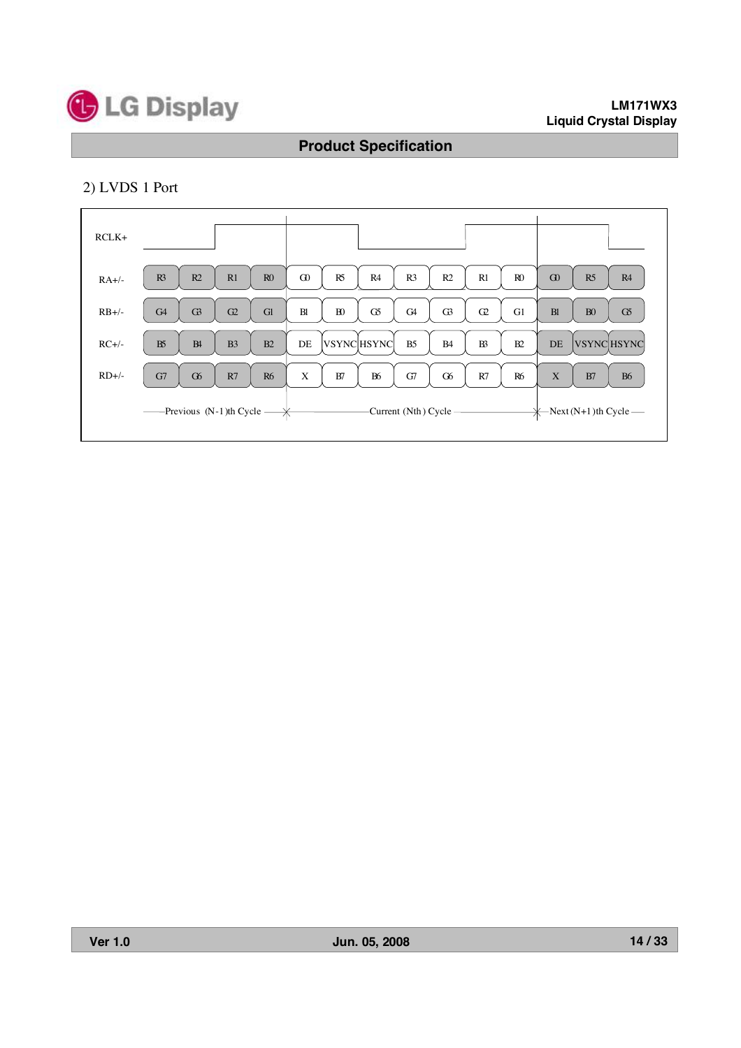2) LVDS 1 Port

| | Previous (N-1)th Cycle | | | | Current (Nth) Cycle | | | | | | | Next (N+1)th Cycle | | |
|---|---|---|---|---|---|---|---|---|---|---|---|---|---|---|
| RA+/- | R3 | R2 | R1 | R0 | G0 | R5 | R4 | R3 | R2 | R1 | R0 | G0 | R5 | R4 |
| RB+/- | G4 | G3 | G2 | G1 | B1 | B0 | G5 | G4 | G3 | G2 | G1 | B1 | B0 | G5 |
| RC+/- | B5 | B4 | B3 | B2 | DE | VSYNC | HSYNC | B5 | B4 | B3 | B2 | DE | VSYNC | HSYNC |
| RD+/- | G7 | G6 | R7 | R6 | X | B7 | B6 | G7 | G6 | R7 | R6 | X | B7 | B6 |

RCLK+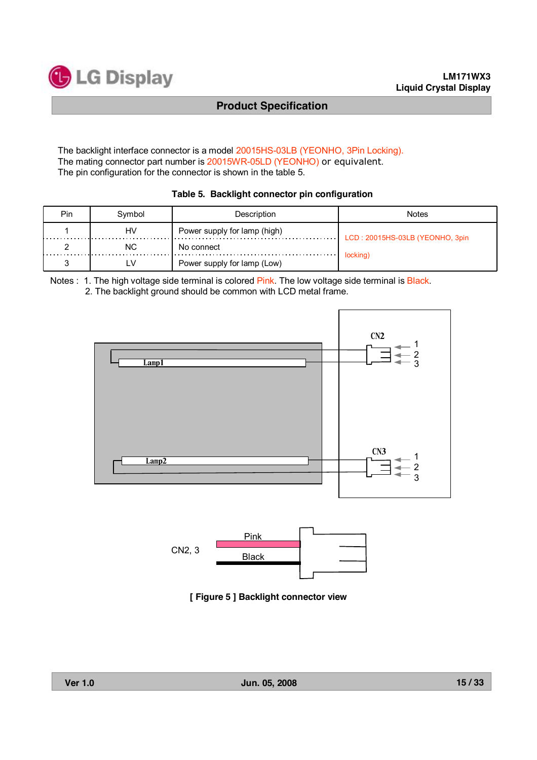The backlight interface connector is a model 20015HS-03LB (YEONHO, 3Pin Locking).
The mating connector part number is 20015WR-05LD (YEONHO) or equivalent.
The pin configuration for the connector is shown in the table 5.

**Table 5. Backlight connector pin configuration**

| Pin | Symbol | Description | Notes |
|---|---|---|---|
| 1 | HV | Power supply for lamp (high) | LCD : 20015HS-03LB (YEONHO, 3pin locking) |
| 2 | NC | No connect | |
| 3 | LV | Power supply for lamp (Low) | |

Notes : 1. The high voltage side terminal is colored Pink. The low voltage side terminal is Black.
2. The backlight ground should be common with LCD metal frame.

Lamp1

Lamp2

CN2 1 2 3

CN3 1 2 3

CN2, 3 Pink Black

**[ Figure 5 ] Backlight connector view**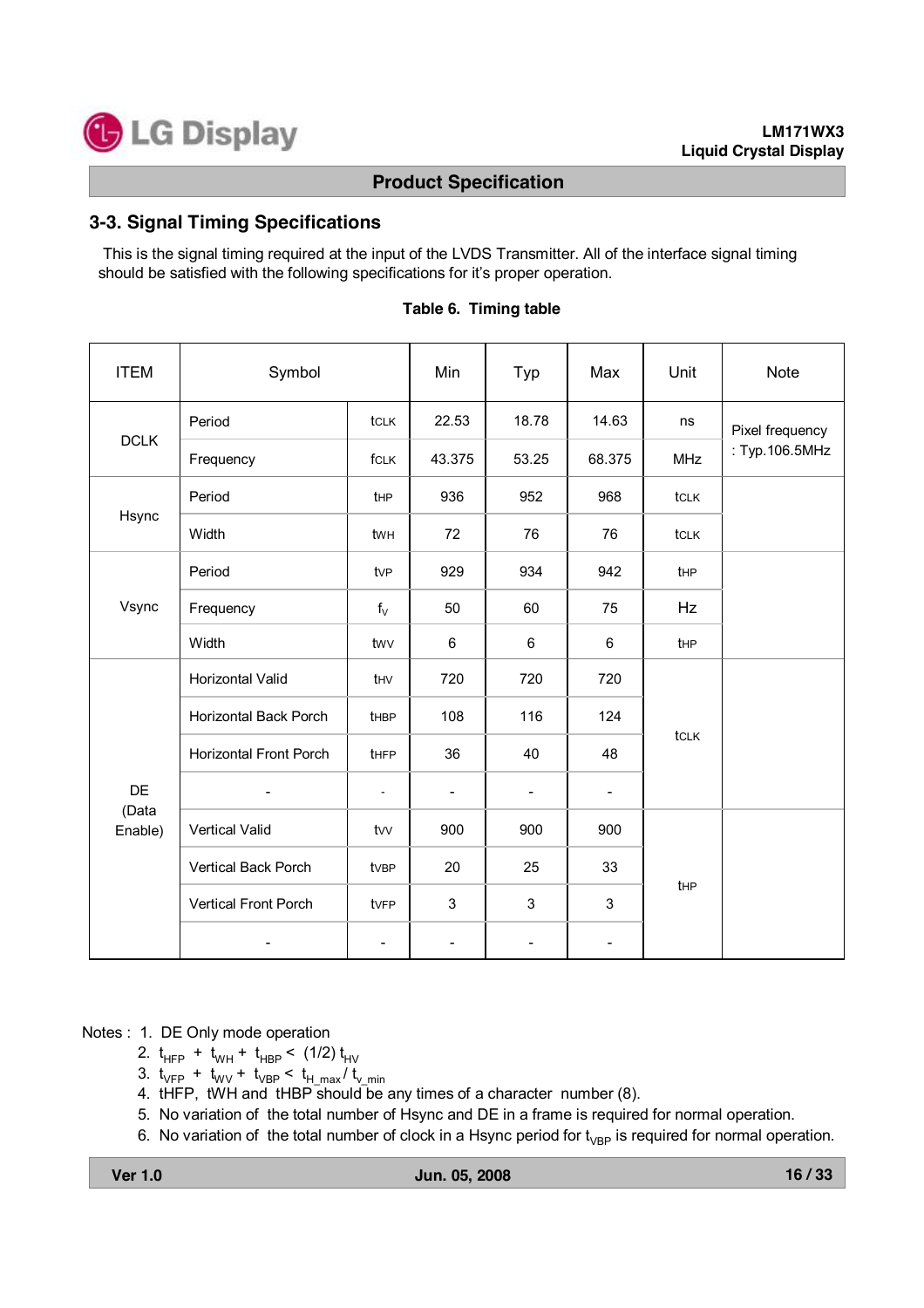## 3-3. Signal Timing Specifications

This is the signal timing required at the input of the LVDS Transmitter. All of the interface signal timing should be satisfied with the following specifications for it's proper operation.

**Table 6. Timing table**

| ITEM | Symbol | | Min | Typ | Max | Unit | Note |
|---|---|---|---|---|---|---|---|
| DCLK | Period | tCLK | 22.53 | 18.78 | 14.63 | ns | Pixel frequency : Typ.106.5MHz |
| | Frequency | fCLK | 43.375 | 53.25 | 68.375 | MHz | |
| Hsync | Period | tHP | 936 | 952 | 968 | tCLK | |
| | Width | tWH | 72 | 76 | 76 | tCLK | |
| Vsync | Period | tVP | 929 | 934 | 942 | tHP | |
| | Frequency | $f_V$ | 50 | 60 | 75 | Hz | |
| | Width | tWV | 6 | 6 | 6 | tHP | |
| DE (Data Enable) | Horizontal Valid | tHV | 720 | 720 | 720 | tCLK | |
| | Horizontal Back Porch | tHBP | 108 | 116 | 124 | | |
| | Horizontal Front Porch | tHFP | 36 | 40 | 48 | | |
| | - | - | - | - | - | | |
| | Vertical Valid | tVV | 900 | 900 | 900 | tHP | |
| | Vertical Back Porch | tVBP | 20 | 25 | 33 | | |
| | Vertical Front Porch | tVFP | 3 | 3 | 3 | | |
| | - | - | - | - | - | | |

Notes :
1. DE Only mode operation
2. $t_{HFP}$ + $t_{WH}$ + $t_{HBP}$ < (1/2) $t_{HV}$
3. $t_{VFP}$ + $t_{WV}$ + $t_{VBP}$ < $t_{H\_max}$ / $t_{v\_min}$
4. tHFP, tWH and tHBP should be any times of a character number (8).
5. No variation of the total number of Hsync and DE in a frame is required for normal operation.
6. No variation of the total number of clock in a Hsync period for $t_{VBP}$ is required for normal operation.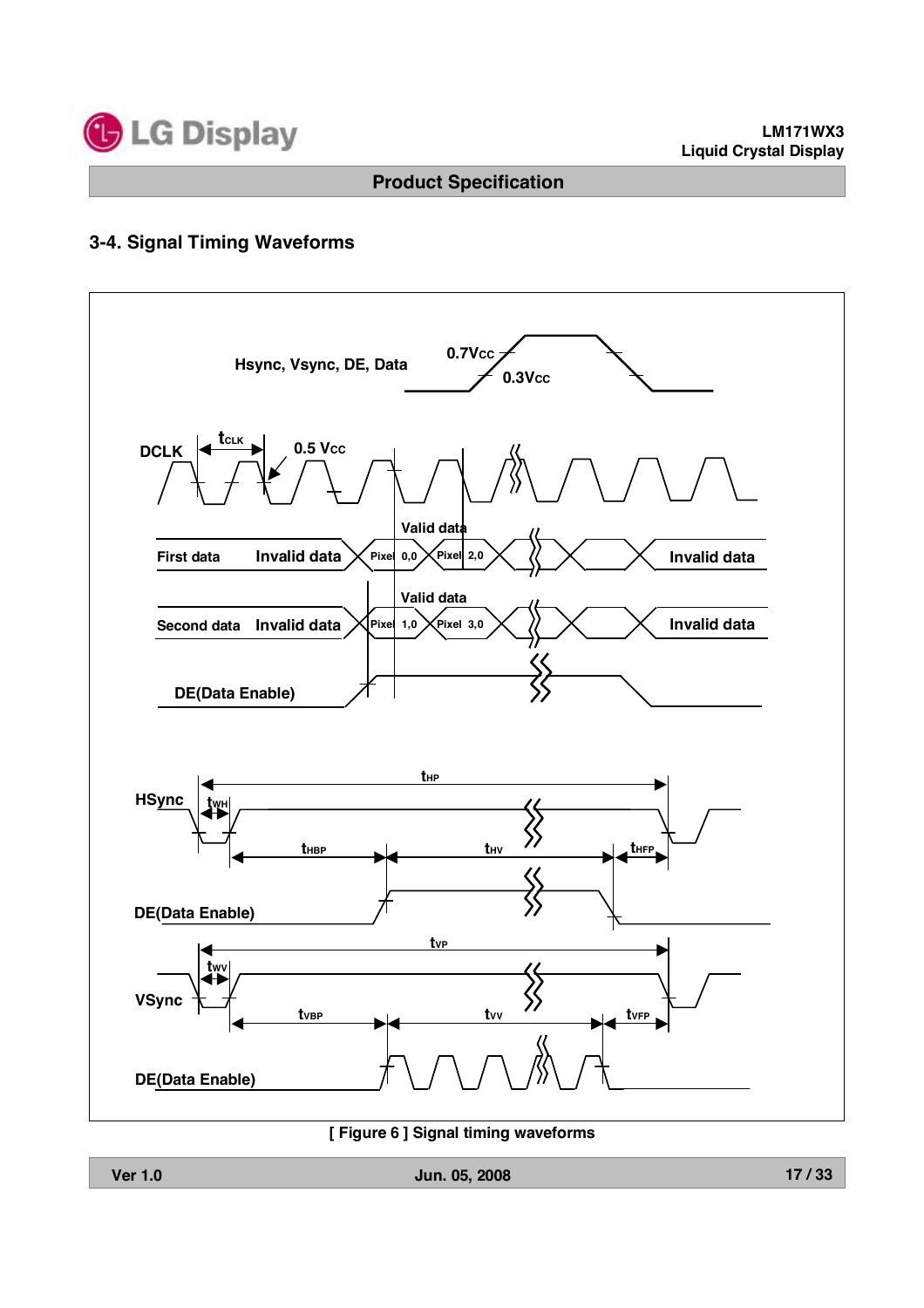### 3-4. Signal Timing Waveforms

Hsync, Vsync, DE, Data — 0.7Vcc, 0.3Vcc

DCLK — $t_{CLK}$, 0.5 Vcc

First data — Invalid data | Valid data: Pixel 0,0 | Pixel 2,0 | Invalid data

Second data — Invalid data | Valid data: Pixel 1,0 | Pixel 3,0 | Invalid data

DE(Data Enable)

HSync — $t_{HP}$, $t_{WH}$, $t_{HBP}$, $t_{HV}$, $t_{HFP}$

DE(Data Enable)

VSync — $t_{VP}$, $t_{WV}$, $t_{VBP}$, $t_{VV}$, $t_{VFP}$

DE(Data Enable)

[ Figure 6 ] Signal timing waveforms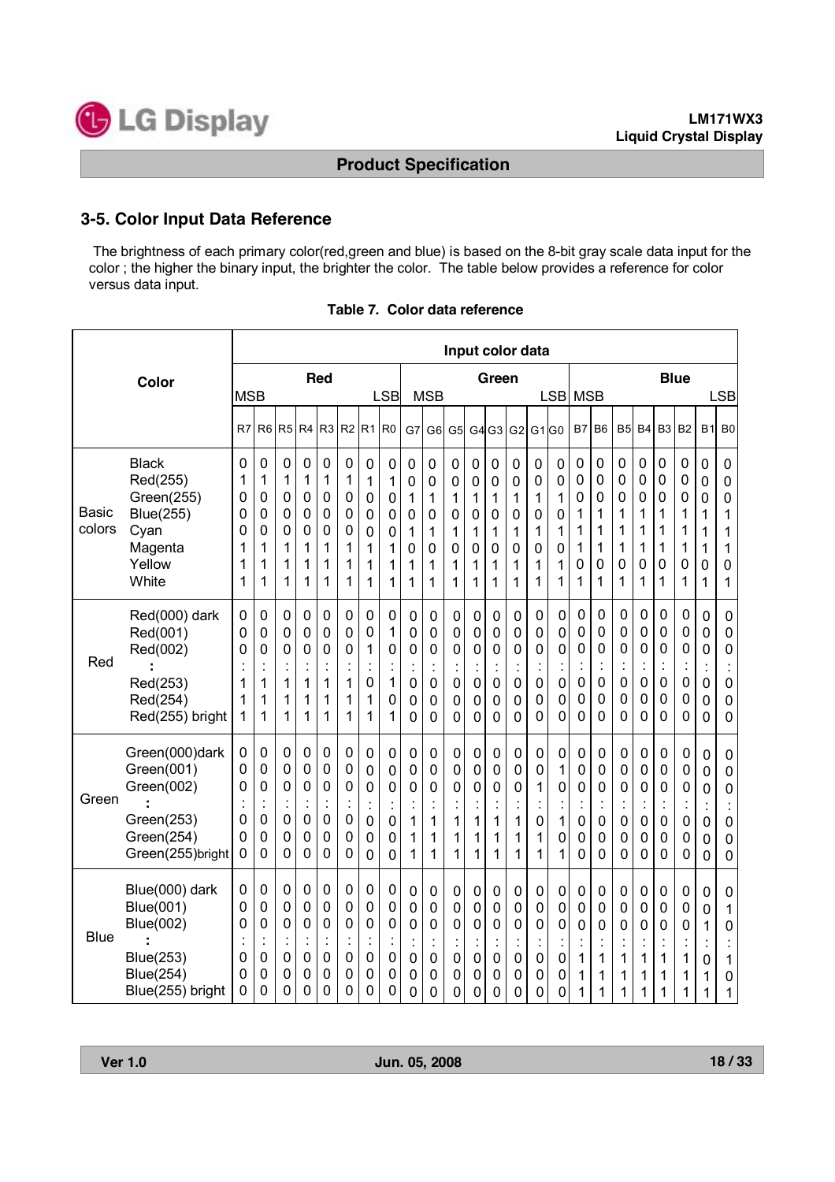## 3-5. Color Input Data Reference

The brightness of each primary color(red,green and blue) is based on the 8-bit gray scale data input for the color ; the higher the binary input, the brighter the color. The table below provides a reference for color versus data input.

**Table 7. Color data reference**

| Color | | Input color data | | | | | | | | | | | | | | | | | | | | | | | |
|---|---|---|---|---|---|---|---|---|---|---|---|---|---|---|---|---|---|---|---|---|---|---|---|---|---|
| | | Red | | | | | | | | Green | | | | | | | | Blue | | | | | | | |
| | | MSB | | | | | | | LSB | MSB | | | | | | | LSB | MSB | | | | | | | LSB |
| | | R7 | R6 | R5 | R4 | R3 | R2 | R1 | R0 | G7 | G6 | G5 | G4 | G3 | G2 | G1 | G0 | B7 | B6 | B5 | B4 | B3 | B2 | B1 | B0 |
| Basic colors | Black | 0 | 0 | 0 | 0 | 0 | 0 | 0 | 0 | 0 | 0 | 0 | 0 | 0 | 0 | 0 | 0 | 0 | 0 | 0 | 0 | 0 | 0 | 0 | 0 |
| | Red(255) | 1 | 1 | 1 | 1 | 1 | 1 | 1 | 1 | 0 | 0 | 0 | 0 | 0 | 0 | 0 | 0 | 0 | 0 | 0 | 0 | 0 | 0 | 0 | 0 |
| | Green(255) | 0 | 0 | 0 | 0 | 0 | 0 | 0 | 0 | 1 | 1 | 1 | 1 | 1 | 1 | 1 | 1 | 0 | 0 | 0 | 0 | 0 | 0 | 0 | 0 |
| | Blue(255) | 0 | 0 | 0 | 0 | 0 | 0 | 0 | 0 | 0 | 0 | 0 | 0 | 0 | 0 | 0 | 0 | 1 | 1 | 1 | 1 | 1 | 1 | 1 | 1 |
| | Cyan | 0 | 0 | 0 | 0 | 0 | 0 | 0 | 0 | 1 | 1 | 1 | 1 | 1 | 1 | 1 | 1 | 1 | 1 | 1 | 1 | 1 | 1 | 1 | 1 |
| | Magenta | 1 | 1 | 1 | 1 | 1 | 1 | 1 | 1 | 0 | 0 | 0 | 0 | 0 | 0 | 0 | 0 | 1 | 1 | 1 | 1 | 1 | 1 | 1 | 1 |
| | Yellow | 1 | 1 | 1 | 1 | 1 | 1 | 1 | 1 | 1 | 1 | 1 | 1 | 1 | 1 | 1 | 1 | 0 | 0 | 0 | 0 | 0 | 0 | 0 | 0 |
| | White | 1 | 1 | 1 | 1 | 1 | 1 | 1 | 1 | 1 | 1 | 1 | 1 | 1 | 1 | 1 | 1 | 1 | 1 | 1 | 1 | 1 | 1 | 1 | 1 |
| Red | Red(000) dark | 0 | 0 | 0 | 0 | 0 | 0 | 0 | 0 | 0 | 0 | 0 | 0 | 0 | 0 | 0 | 0 | 0 | 0 | 0 | 0 | 0 | 0 | 0 | 0 |
| | Red(001) | 0 | 0 | 0 | 0 | 0 | 0 | 0 | 1 | 0 | 0 | 0 | 0 | 0 | 0 | 0 | 0 | 0 | 0 | 0 | 0 | 0 | 0 | 0 | 0 |
| | Red(002) | 0 | 0 | 0 | 0 | 0 | 0 | 1 | 0 | 0 | 0 | 0 | 0 | 0 | 0 | 0 | 0 | 0 | 0 | 0 | 0 | 0 | 0 | 0 | 0 |
| | : | : | : | : | : | : | : | : | : | : | : | : | : | : | : | : | : | : | : | : | : | : | : | : | : |
| | Red(253) | 1 | 1 | 1 | 1 | 1 | 1 | 0 | 1 | 0 | 0 | 0 | 0 | 0 | 0 | 0 | 0 | 0 | 0 | 0 | 0 | 0 | 0 | 0 | 0 |
| | Red(254) | 1 | 1 | 1 | 1 | 1 | 1 | 1 | 0 | 0 | 0 | 0 | 0 | 0 | 0 | 0 | 0 | 0 | 0 | 0 | 0 | 0 | 0 | 0 | 0 |
| | Red(255) bright | 1 | 1 | 1 | 1 | 1 | 1 | 1 | 1 | 0 | 0 | 0 | 0 | 0 | 0 | 0 | 0 | 0 | 0 | 0 | 0 | 0 | 0 | 0 | 0 |
| Green | Green(000)dark | 0 | 0 | 0 | 0 | 0 | 0 | 0 | 0 | 0 | 0 | 0 | 0 | 0 | 0 | 0 | 0 | 0 | 0 | 0 | 0 | 0 | 0 | 0 | 0 |
| | Green(001) | 0 | 0 | 0 | 0 | 0 | 0 | 0 | 0 | 0 | 0 | 0 | 0 | 0 | 0 | 0 | 1 | 0 | 0 | 0 | 0 | 0 | 0 | 0 | 0 |
| | Green(002) | 0 | 0 | 0 | 0 | 0 | 0 | 0 | 0 | 0 | 0 | 0 | 0 | 0 | 0 | 1 | 0 | 0 | 0 | 0 | 0 | 0 | 0 | 0 | 0 |
| | : | : | : | : | : | : | : | : | : | : | : | : | : | : | : | : | : | : | : | : | : | : | : | : | : |
| | Green(253) | 0 | 0 | 0 | 0 | 0 | 0 | 0 | 0 | 1 | 1 | 1 | 1 | 1 | 1 | 0 | 1 | 0 | 0 | 0 | 0 | 0 | 0 | 0 | 0 |
| | Green(254) | 0 | 0 | 0 | 0 | 0 | 0 | 0 | 0 | 1 | 1 | 1 | 1 | 1 | 1 | 1 | 0 | 0 | 0 | 0 | 0 | 0 | 0 | 0 | 0 |
| | Green(255)bright | 0 | 0 | 0 | 0 | 0 | 0 | 0 | 0 | 1 | 1 | 1 | 1 | 1 | 1 | 1 | 1 | 0 | 0 | 0 | 0 | 0 | 0 | 0 | 0 |
| Blue | Blue(000) dark | 0 | 0 | 0 | 0 | 0 | 0 | 0 | 0 | 0 | 0 | 0 | 0 | 0 | 0 | 0 | 0 | 0 | 0 | 0 | 0 | 0 | 0 | 0 | 0 |
| | Blue(001) | 0 | 0 | 0 | 0 | 0 | 0 | 0 | 0 | 0 | 0 | 0 | 0 | 0 | 0 | 0 | 0 | 0 | 0 | 0 | 0 | 0 | 0 | 0 | 1 |
| | Blue(002) | 0 | 0 | 0 | 0 | 0 | 0 | 0 | 0 | 0 | 0 | 0 | 0 | 0 | 0 | 0 | 0 | 0 | 0 | 0 | 0 | 0 | 0 | 1 | 0 |
| | : | : | : | : | : | : | : | : | : | : | : | : | : | : | : | : | : | : | : | : | : | : | : | : | : |
| | Blue(253) | 0 | 0 | 0 | 0 | 0 | 0 | 0 | 0 | 0 | 0 | 0 | 0 | 0 | 0 | 0 | 0 | 1 | 1 | 1 | 1 | 1 | 1 | 0 | 1 |
| | Blue(254) | 0 | 0 | 0 | 0 | 0 | 0 | 0 | 0 | 0 | 0 | 0 | 0 | 0 | 0 | 0 | 0 | 1 | 1 | 1 | 1 | 1 | 1 | 1 | 0 |
| | Blue(255) bright | 0 | 0 | 0 | 0 | 0 | 0 | 0 | 0 | 0 | 0 | 0 | 0 | 0 | 0 | 0 | 0 | 1 | 1 | 1 | 1 | 1 | 1 | 1 | 1 |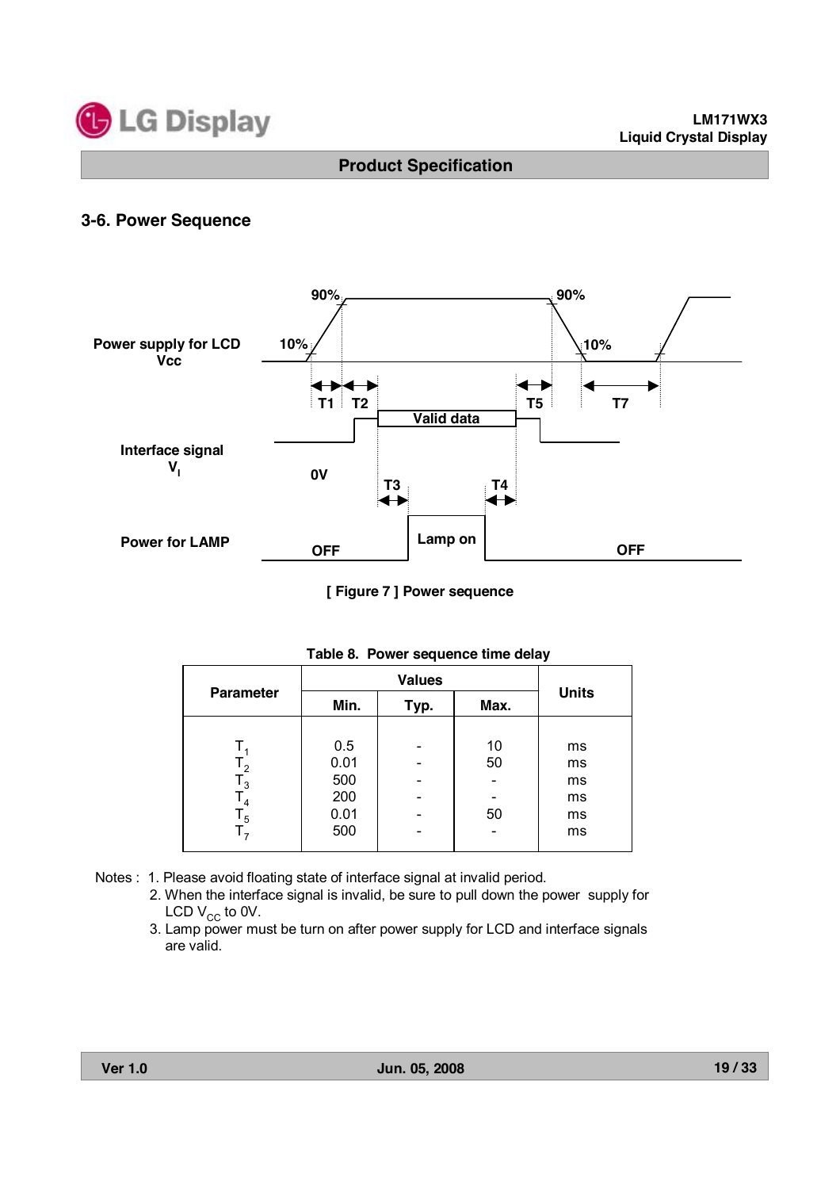### 3-6. Power Sequence

[ Figure 7 ] Power sequence

Table 8. Power sequence time delay

| Parameter | Values | | | Units |
|---|---|---|---|---|
| | Min. | Typ. | Max. | |
| $T_1$ | 0.5 | - | 10 | ms |
| $T_2$ | 0.01 | - | 50 | ms |
| $T_3$ | 500 | - | - | ms |
| $T_4$ | 200 | - | - | ms |
| $T_5$ | 0.01 | - | 50 | ms |
| $T_7$ | 500 | - | - | ms |

Notes :
1. Please avoid floating state of interface signal at invalid period.
2. When the interface signal is invalid, be sure to pull down the power supply for LCD $V_{CC}$ to 0V.
3. Lamp power must be turn on after power supply for LCD and interface signals are valid.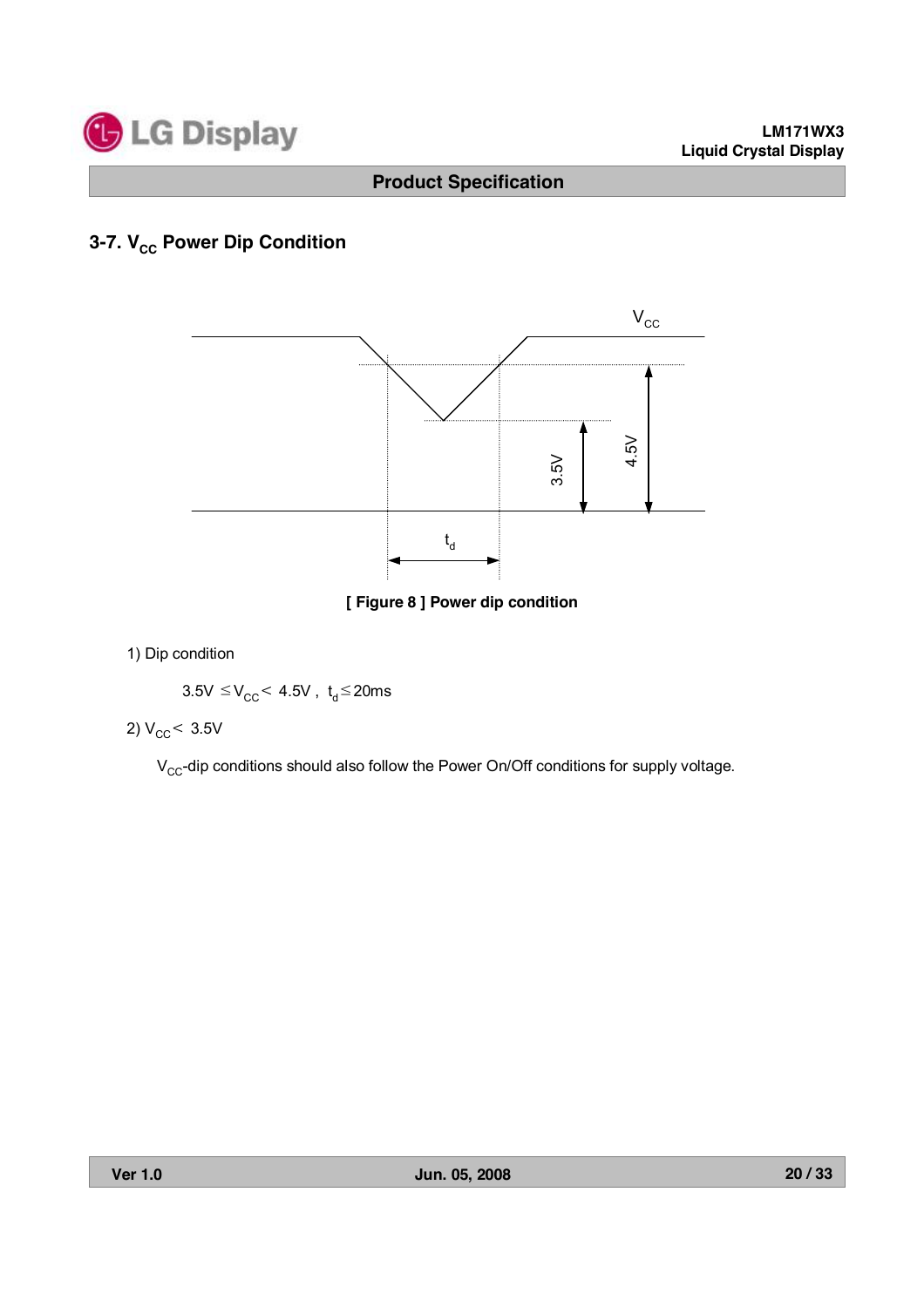### 3-7. $V_{CC}$ Power Dip Condition

[ Figure 8 ] Power dip condition

1) Dip condition

$3.5V \leq V_{CC} < 4.5V$ , $t_d \leq 20ms$

2) $V_{CC} < 3.5V$

$V_{CC}$-dip conditions should also follow the Power On/Off conditions for supply voltage.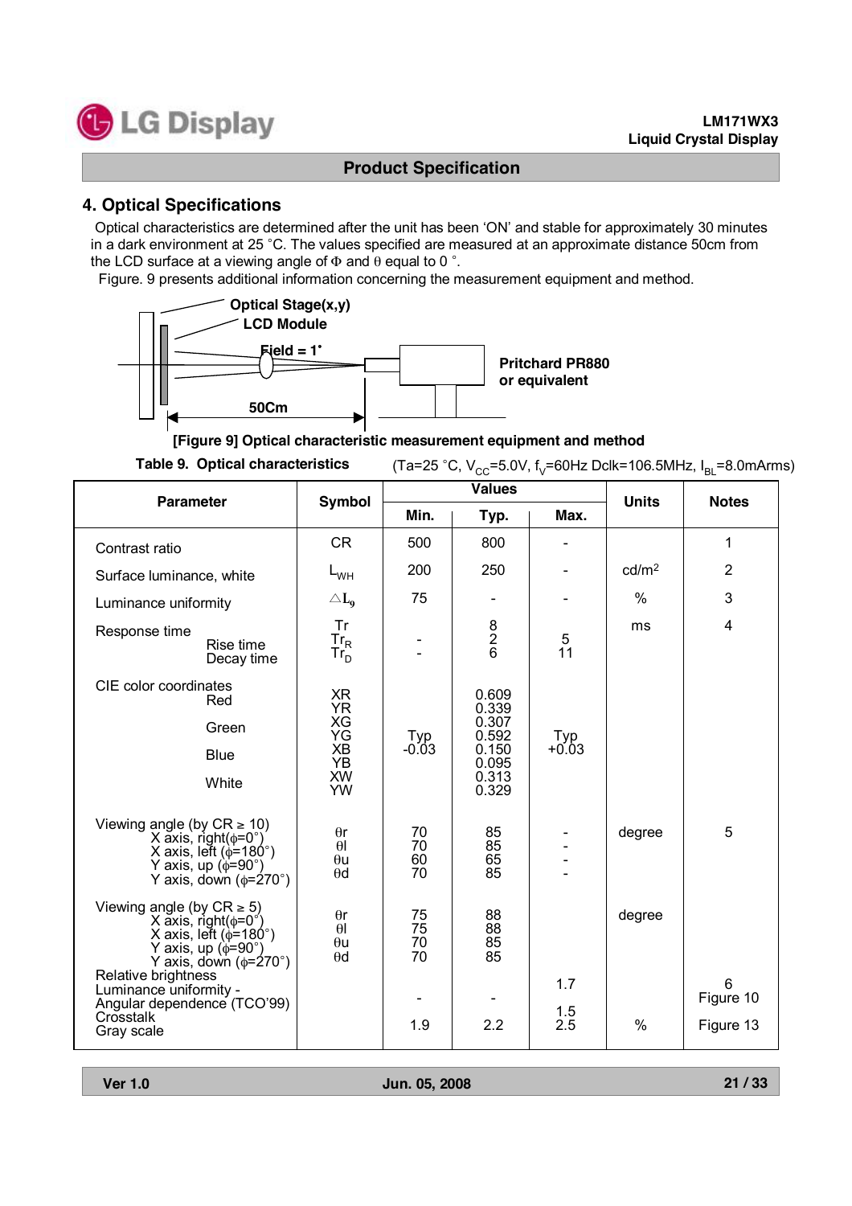## 4. Optical Specifications

Optical characteristics are determined after the unit has been 'ON' and stable for approximately 30 minutes in a dark environment at 25 °C. The values specified are measured at an approximate distance 50cm from the LCD surface at a viewing angle of Φ and θ equal to 0 °.

Figure. 9 presents additional information concerning the measurement equipment and method.

Optical Stage(x,y)
LCD Module
Field = 1˚
Pritchard PR880 or equivalent
50Cm

**[Figure 9] Optical characteristic measurement equipment and method**

**Table 9. Optical characteristics** (Ta=25 °C, $V_{CC}$=5.0V, $f_V$=60Hz Dclk=106.5MHz, $I_{BL}$=8.0mArms)

| Parameter | Symbol | Values | | | Units | Notes |
|---|---|---|---|---|---|---|
| | | Min. | Typ. | Max. | | |
| Contrast ratio | CR | 500 | 800 | - | | 1 |
| Surface luminance, white | $L_{WH}$ | 200 | 250 | - | cd/m² | 2 |
| Luminance uniformity | $\triangle L_9$ | 75 | - | - | % | 3 |
| Response time | Tr | | 8 | | ms | 4 |
| Rise time | $Tr_R$ | - | 2 | 5 | | |
| Decay time | $Tr_D$ | - | 6 | 11 | | |
| CIE color coordinates Red | XR | Typ -0.03 | 0.609 | Typ +0.03 | | |
| | YR | | 0.339 | | | |
| Green | XG | | 0.307 | | | |
| | YG | | 0.592 | | | |
| Blue | XB | | 0.150 | | | |
| | YB | | 0.095 | | | |
| White | XW | | 0.313 | | | |
| | YW | | 0.329 | | | |
| Viewing angle (by CR ≥ 10) X axis, right(φ=0°) | θr | 70 | 85 | - | degree | 5 |
| X axis, left (φ=180°) | θl | 70 | 85 | - | | |
| Y axis, up (φ=90°) | θu | 60 | 65 | - | | |
| Y axis, down (φ=270°) | θd | 70 | 85 | - | | |
| Viewing angle (by CR ≥ 5) X axis, right(φ=0°) | θr | 75 | 88 | | degree | |
| X axis, left (φ=180°) | θl | 75 | 88 | | | |
| Y axis, up (φ=90°) | θu | 70 | 85 | | | |
| Y axis, down (φ=270°) | θd | 70 | 85 | | | |
| Relative brightness | | | | | | |
| Luminance uniformity - Angular dependence (TCO'99) | | - | - | 1.7 | | 6 |
| Crosstalk | | | | 1.5 | | Figure 10 |
| Gray scale | | 1.9 | 2.2 | 2.5 | % | Figure 13 |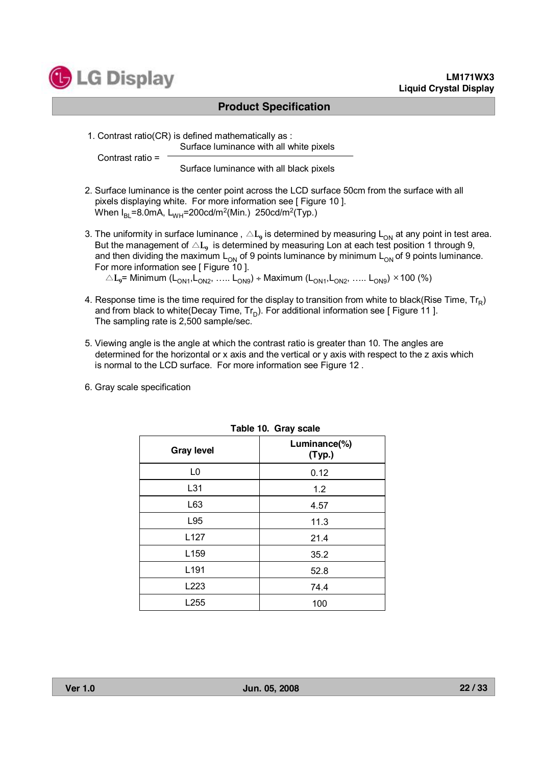1. Contrast ratio(CR) is defined mathematically as :

$$\text{Contrast ratio} = \frac{\text{Surface luminance with all white pixels}}{\text{Surface luminance with all black pixels}}$$

2. Surface luminance is the center point across the LCD surface 50cm from the surface with all pixels displaying white. For more information see [ Figure 10 ].
   When $I_{BL}$=8.0mA, $L_{WH}$=200cd/m$^2$(Min.) 250cd/m$^2$(Typ.)

3. The uniformity in surface luminance , $\triangle L_9$ is determined by measuring $L_{ON}$ at any point in test area. But the management of $\triangle L_9$ is determined by measuring Lon at each test position 1 through 9, and then dividing the maximum $L_{ON}$ of 9 points luminance by minimum $L_{ON}$ of 9 points luminance. For more information see [ Figure 10 ].
   $\triangle L_9$= Minimum ($L_{ON1}$,$L_{ON2}$, ….. $L_{ON9}$) ÷ Maximum ($L_{ON1}$,$L_{ON2}$, ….. $L_{ON9}$) ×100 (%)

4. Response time is the time required for the display to transition from white to black(Rise Time, $Tr_R$) and from black to white(Decay Time, $Tr_D$). For additional information see [ Figure 11 ].
   The sampling rate is 2,500 sample/sec.

5. Viewing angle is the angle at which the contrast ratio is greater than 10. The angles are determined for the horizontal or x axis and the vertical or y axis with respect to the z axis which is normal to the LCD surface. For more information see Figure 12 .

6. Gray scale specification

**Table 10. Gray scale**

| Gray level | Luminance(%) (Typ.) |
|---|---|
| L0 | 0.12 |
| L31 | 1.2 |
| L63 | 4.57 |
| L95 | 11.3 |
| L127 | 21.4 |
| L159 | 35.2 |
| L191 | 52.8 |
| L223 | 74.4 |
| L255 | 100 |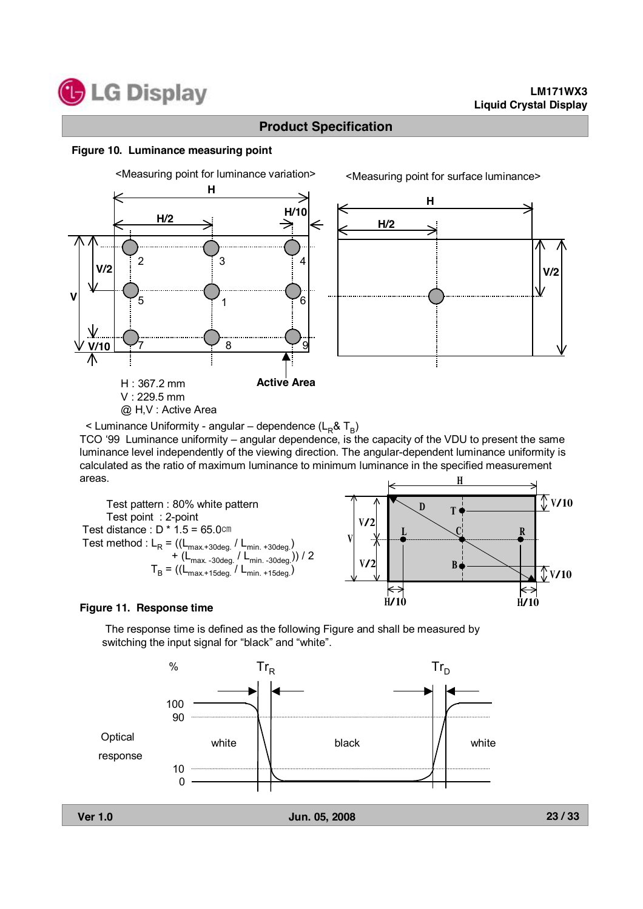## Product Specification

**Figure 10. Luminance measuring point**

<Measuring point for luminance variation>

<Measuring point for surface luminance>

H : 367.2 mm
V : 229.5 mm
@ H,V : Active Area

Active Area

< Luminance Uniformity - angular – dependence ($L_R$& $T_B$)

TCO '99 Luminance uniformity – angular dependence, is the capacity of the VDU to present the same luminance level independently of the viewing direction. The angular-dependent luminance uniformity is calculated as the ratio of maximum luminance to minimum luminance in the specified measurement areas.

Test pattern : 80% white pattern
Test point : 2-point
Test distance : D * 1.5 = 65.0㎝
Test method : $L_R = ((L_{max.+30deg.} / L_{min.+30deg.}) + (L_{max.-30deg.} / L_{min.-30deg.})) / 2$
$T_B = ((L_{max.+15deg.} / L_{min.+15deg.})$

**Figure 11. Response time**

The response time is defined as the following Figure and shall be measured by switching the input signal for "black" and "white".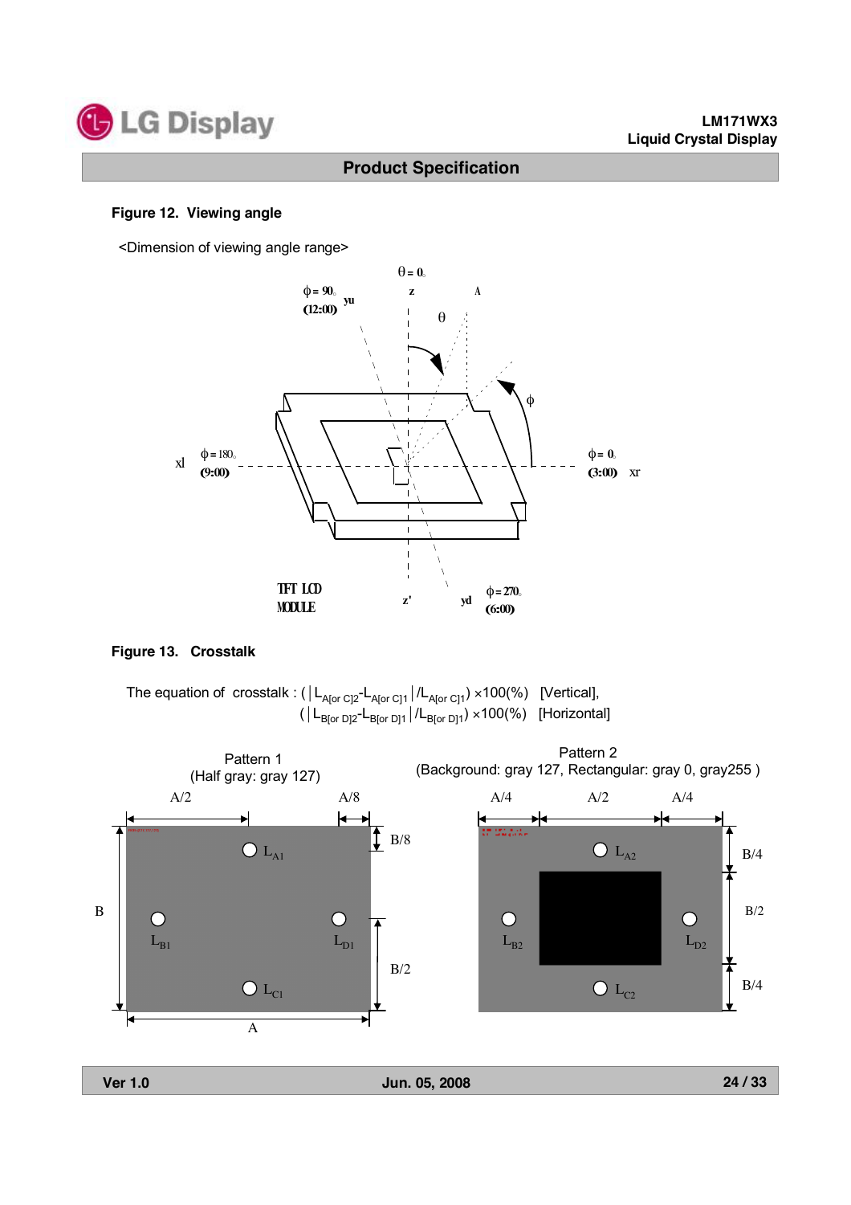**Figure 12. Viewing angle**

<Dimension of viewing angle range>

**Figure 13. Crosstalk**

The equation of crosstalk : $(\left|L_{A[or\ C]2}-L_{A[or\ C]1}\right|/L_{A[or\ C]1})\times 100(\%)$ [Vertical],
$(\left|L_{B[or\ D]2}-L_{B[or\ D]1}\right|/L_{B[or\ D]1})\times 100(\%)$ [Horizontal]

Pattern 1
(Half gray: gray 127)

Pattern 2
(Background: gray 127, Rectangular: gray 0, gray255 )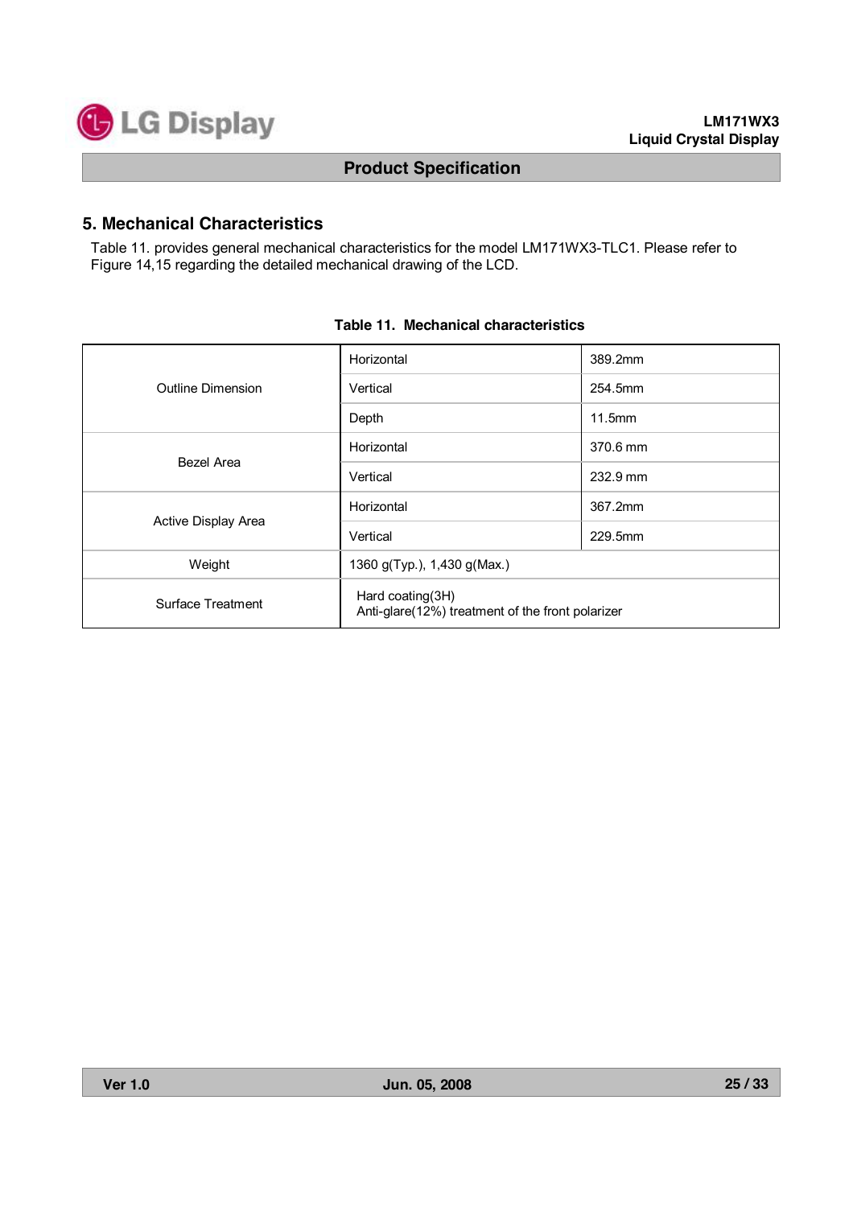## 5. Mechanical Characteristics

Table 11. provides general mechanical characteristics for the model LM171WX3-TLC1. Please refer to Figure 14,15 regarding the detailed mechanical drawing of the LCD.

**Table 11. Mechanical characteristics**

| | | |
|---|---|---|
| Outline Dimension | Horizontal | 389.2mm |
| | Vertical | 254.5mm |
| | Depth | 11.5mm |
| Bezel Area | Horizontal | 370.6 mm |
| | Vertical | 232.9 mm |
| Active Display Area | Horizontal | 367.2mm |
| | Vertical | 229.5mm |
| Weight | 1360 g(Typ.), 1,430 g(Max.) | |
| Surface Treatment | Hard coating(3H)<br>Anti-glare(12%) treatment of the front polarizer | |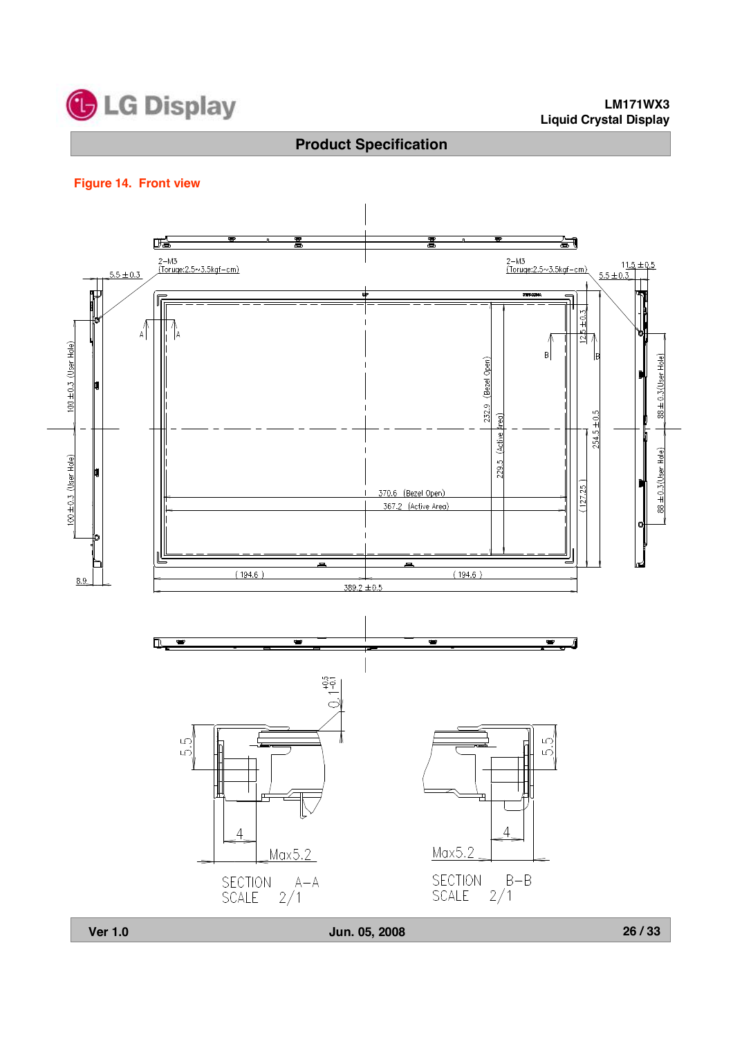Figure 14. Front view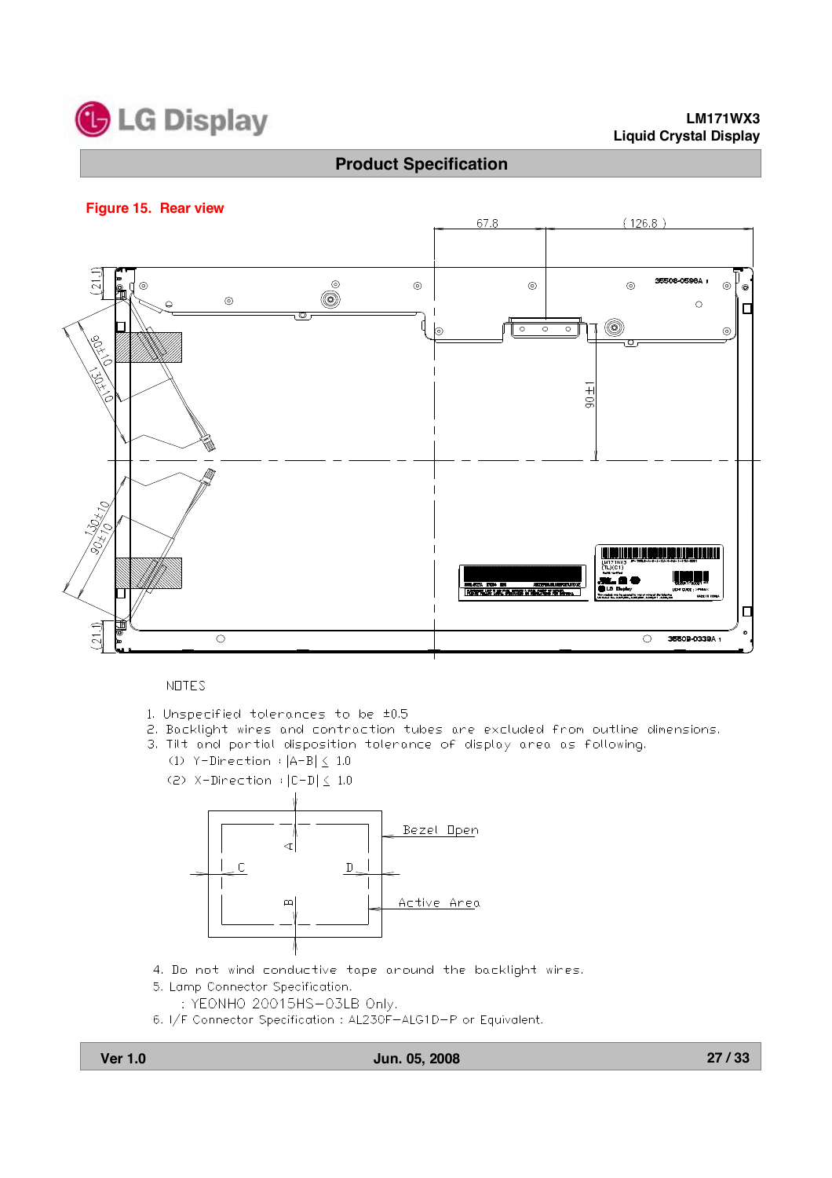## Product Specification

**Figure 15. Rear view**

NOTES

1. Unspecified tolerances to be ±0.5
2. Backlight wires and contraction tubes are excluded from outline dimensions.
3. Tilt and partial disposition tolerance of display area as following.
   (1) Y-Direction : |A-B| ≤ 1.0
   (2) X-Direction : |C-D| ≤ 1.0

4. Do not wind conductive tape around the backlight wires.
5. Lamp Connector Specification.
   : YEONHO 20015HS-03LB Only.
6. I/F Connector Specification : AL230F-ALG1D-P or Equivalent.

Ver 1.0 Jun. 05, 2008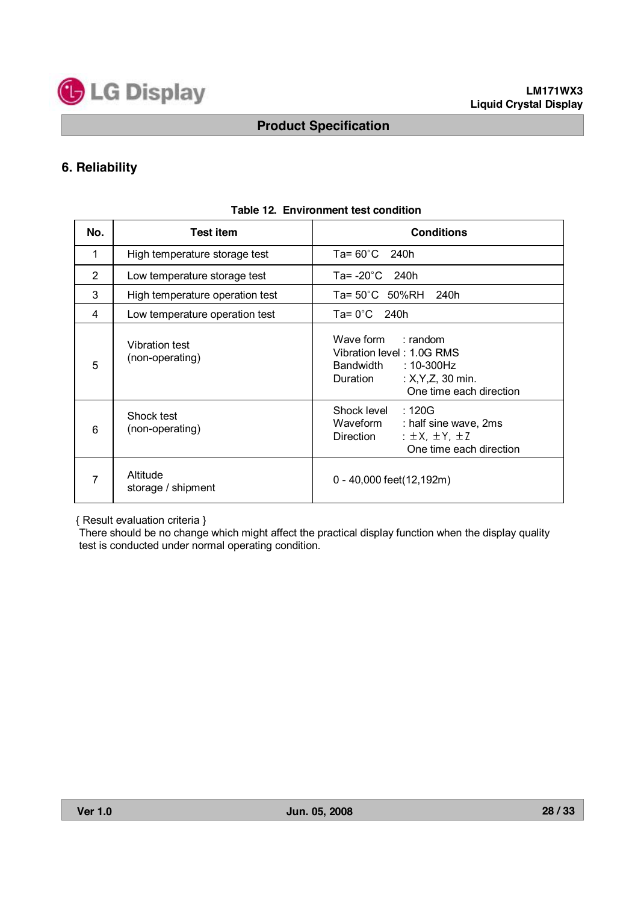## 6. Reliability

Table 12. Environment test condition

| No. | Test item | Conditions |
|---|---|---|
| 1 | High temperature storage test | Ta= 60°C 240h |
| 2 | Low temperature storage test | Ta= -20°C 240h |
| 3 | High temperature operation test | Ta= 50°C 50%RH 240h |
| 4 | Low temperature operation test | Ta= 0°C 240h |
| 5 | Vibration test (non-operating) | Wave form : random<br>Vibration level : 1.0G RMS<br>Bandwidth : 10-300Hz<br>Duration : X,Y,Z, 30 min.<br>One time each direction |
| 6 | Shock test (non-operating) | Shock level : 120G<br>Waveform : half sine wave, 2ms<br>Direction : ±X, ±Y, ±Z<br>One time each direction |
| 7 | Altitude storage / shipment | 0 - 40,000 feet(12,192m) |

{ Result evaluation criteria }
There should be no change which might affect the practical display function when the display quality test is conducted under normal operating condition.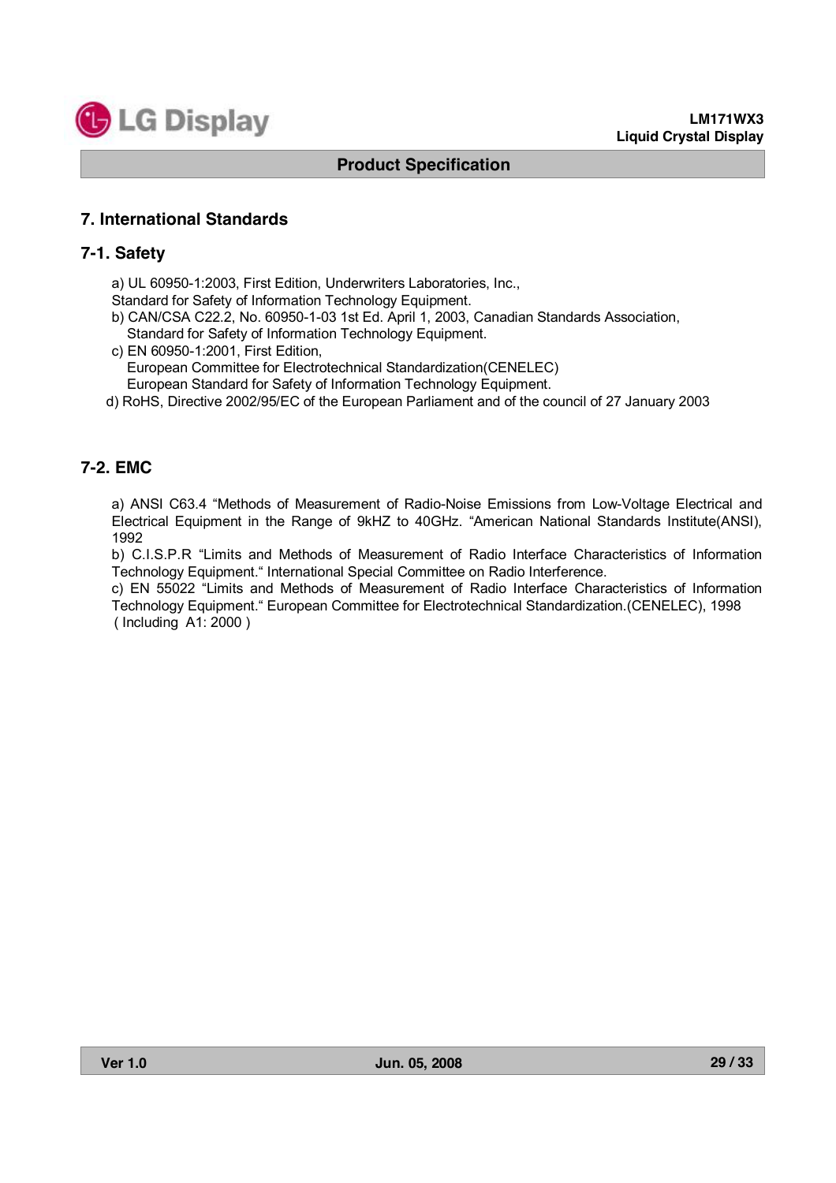## 7. International Standards

### 7-1. Safety

a) UL 60950-1:2003, First Edition, Underwriters Laboratories, Inc.,
Standard for Safety of Information Technology Equipment.

b) CAN/CSA C22.2, No. 60950-1-03 1st Ed. April 1, 2003, Canadian Standards Association,
Standard for Safety of Information Technology Equipment.

c) EN 60950-1:2001, First Edition,
European Committee for Electrotechnical Standardization(CENELEC)
European Standard for Safety of Information Technology Equipment.

d) RoHS, Directive 2002/95/EC of the European Parliament and of the council of 27 January 2003

### 7-2. EMC

a) ANSI C63.4 "Methods of Measurement of Radio-Noise Emissions from Low-Voltage Electrical and Electrical Equipment in the Range of 9kHZ to 40GHz. "American National Standards Institute(ANSI), 1992

b) C.I.S.P.R "Limits and Methods of Measurement of Radio Interface Characteristics of Information Technology Equipment." International Special Committee on Radio Interference.

c) EN 55022 "Limits and Methods of Measurement of Radio Interface Characteristics of Information Technology Equipment." European Committee for Electrotechnical Standardization.(CENELEC), 1998 ( Including A1: 2000 )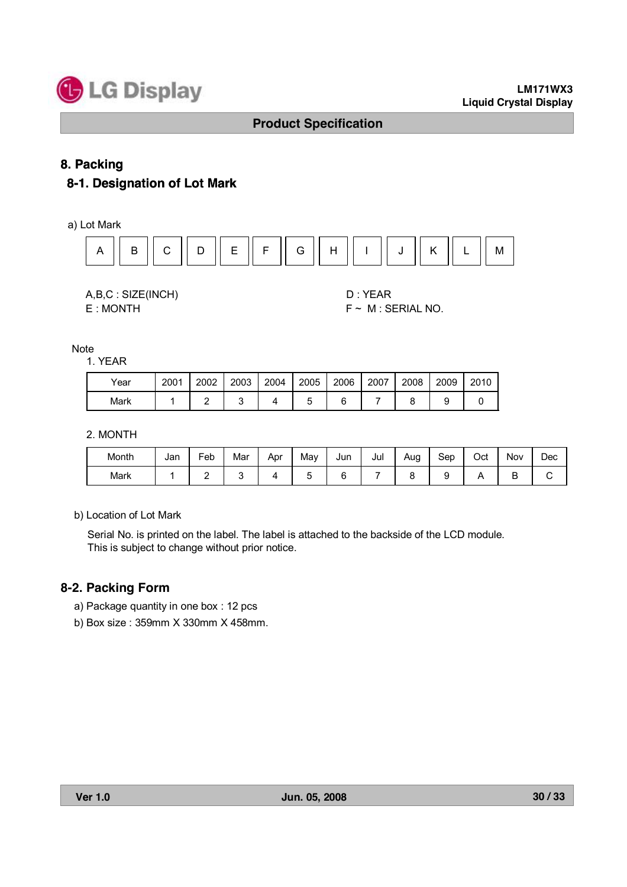# 8. Packing

## 8-1. Designation of Lot Mark

a) Lot Mark

| A | B | C | D | E | F | G | H | I | J | K | L | M |
|---|---|---|---|---|---|---|---|---|---|---|---|---|

A,B,C : SIZE(INCH)
D : YEAR
E : MONTH
F ~ M : SERIAL NO.

Note

1. YEAR

| Year | 2001 | 2002 | 2003 | 2004 | 2005 | 2006 | 2007 | 2008 | 2009 | 2010 |
|---|---|---|---|---|---|---|---|---|---|---|
| Mark | 1 | 2 | 3 | 4 | 5 | 6 | 7 | 8 | 9 | 0 |

2. MONTH

| Month | Jan | Feb | Mar | Apr | May | Jun | Jul | Aug | Sep | Oct | Nov | Dec |
|---|---|---|---|---|---|---|---|---|---|---|---|---|
| Mark | 1 | 2 | 3 | 4 | 5 | 6 | 7 | 8 | 9 | A | B | C |

b) Location of Lot Mark

Serial No. is printed on the label. The label is attached to the backside of the LCD module.
This is subject to change without prior notice.

## 8-2. Packing Form

a) Package quantity in one box : 12 pcs

b) Box size : 359mm X 330mm X 458mm.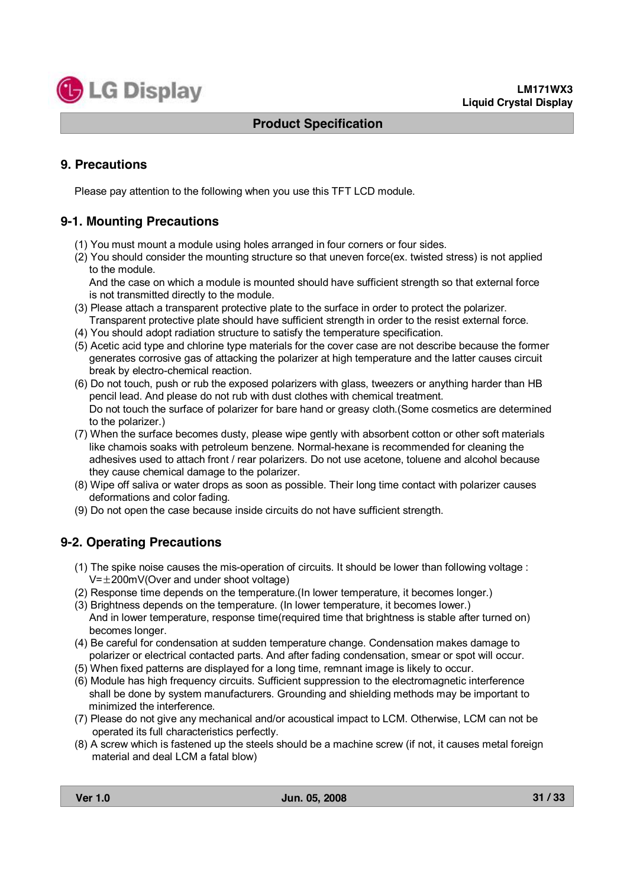## 9. Precautions

Please pay attention to the following when you use this TFT LCD module.

### 9-1. Mounting Precautions

(1) You must mount a module using holes arranged in four corners or four sides.
(2) You should consider the mounting structure so that uneven force(ex. twisted stress) is not applied to the module.
    And the case on which a module is mounted should have sufficient strength so that external force is not transmitted directly to the module.
(3) Please attach a transparent protective plate to the surface in order to protect the polarizer.
    Transparent protective plate should have sufficient strength in order to the resist external force.
(4) You should adopt radiation structure to satisfy the temperature specification.
(5) Acetic acid type and chlorine type materials for the cover case are not describe because the former generates corrosive gas of attacking the polarizer at high temperature and the latter causes circuit break by electro-chemical reaction.
(6) Do not touch, push or rub the exposed polarizers with glass, tweezers or anything harder than HB pencil lead. And please do not rub with dust clothes with chemical treatment.
    Do not touch the surface of polarizer for bare hand or greasy cloth.(Some cosmetics are determined to the polarizer.)
(7) When the surface becomes dusty, please wipe gently with absorbent cotton or other soft materials like chamois soaks with petroleum benzene. Normal-hexane is recommended for cleaning the adhesives used to attach front / rear polarizers. Do not use acetone, toluene and alcohol because they cause chemical damage to the polarizer.
(8) Wipe off saliva or water drops as soon as possible. Their long time contact with polarizer causes deformations and color fading.
(9) Do not open the case because inside circuits do not have sufficient strength.

### 9-2. Operating Precautions

(1) The spike noise causes the mis-operation of circuits. It should be lower than following voltage :
    V=±200mV(Over and under shoot voltage)
(2) Response time depends on the temperature.(In lower temperature, it becomes longer.)
(3) Brightness depends on the temperature. (In lower temperature, it becomes lower.)
    And in lower temperature, response time(required time that brightness is stable after turned on) becomes longer.
(4) Be careful for condensation at sudden temperature change. Condensation makes damage to polarizer or electrical contacted parts. And after fading condensation, smear or spot will occur.
(5) When fixed patterns are displayed for a long time, remnant image is likely to occur.
(6) Module has high frequency circuits. Sufficient suppression to the electromagnetic interference shall be done by system manufacturers. Grounding and shielding methods may be important to minimized the interference.
(7) Please do not give any mechanical and/or acoustical impact to LCM. Otherwise, LCM can not be operated its full characteristics perfectly.
(8) A screw which is fastened up the steels should be a machine screw (if not, it causes metal foreign material and deal LCM a fatal blow)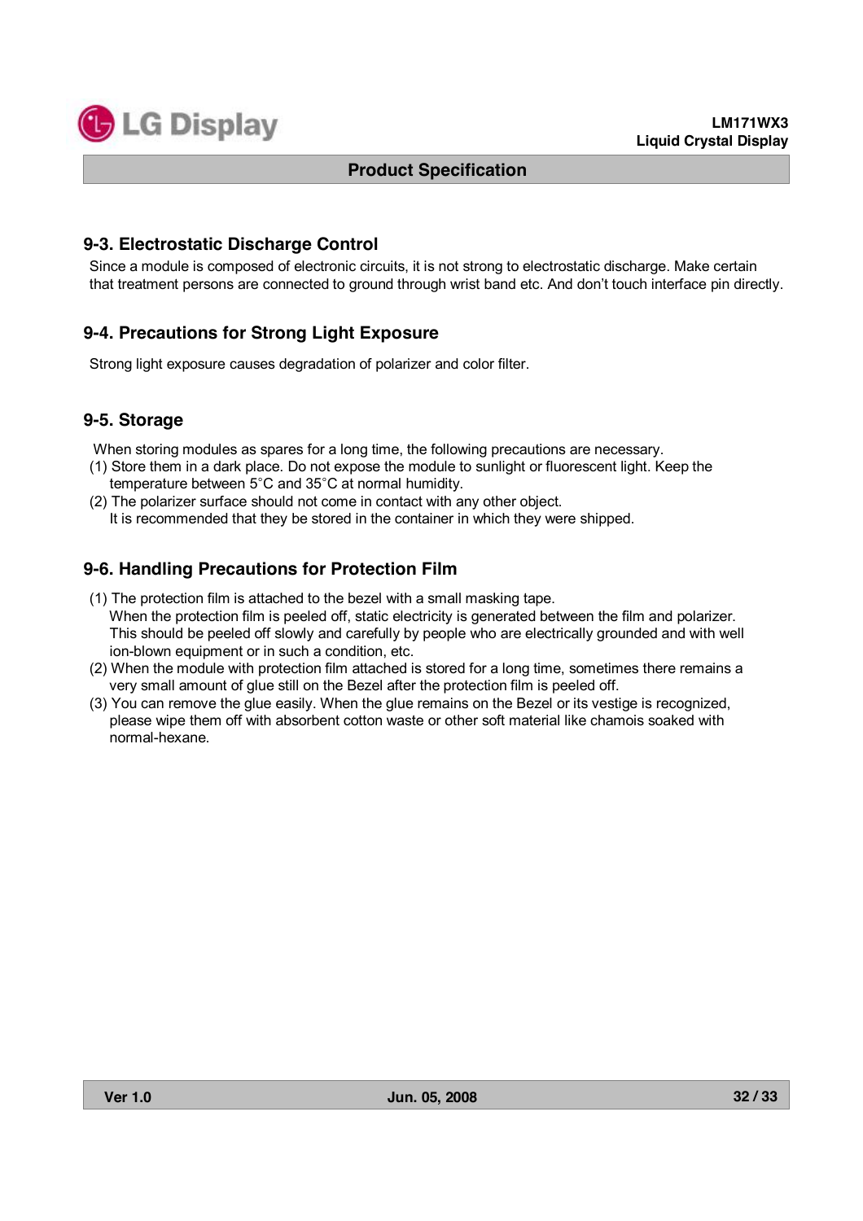## 9-3. Electrostatic Discharge Control

Since a module is composed of electronic circuits, it is not strong to electrostatic discharge. Make certain that treatment persons are connected to ground through wrist band etc. And don't touch interface pin directly.

## 9-4. Precautions for Strong Light Exposure

Strong light exposure causes degradation of polarizer and color filter.

## 9-5. Storage

When storing modules as spares for a long time, the following precautions are necessary.

(1) Store them in a dark place. Do not expose the module to sunlight or fluorescent light. Keep the temperature between 5°C and 35°C at normal humidity.

(2) The polarizer surface should not come in contact with any other object.
It is recommended that they be stored in the container in which they were shipped.

## 9-6. Handling Precautions for Protection Film

(1) The protection film is attached to the bezel with a small masking tape.
When the protection film is peeled off, static electricity is generated between the film and polarizer.
This should be peeled off slowly and carefully by people who are electrically grounded and with well ion-blown equipment or in such a condition, etc.

(2) When the module with protection film attached is stored for a long time, sometimes there remains a very small amount of glue still on the Bezel after the protection film is peeled off.

(3) You can remove the glue easily. When the glue remains on the Bezel or its vestige is recognized, please wipe them off with absorbent cotton waste or other soft material like chamois soaked with normal-hexane.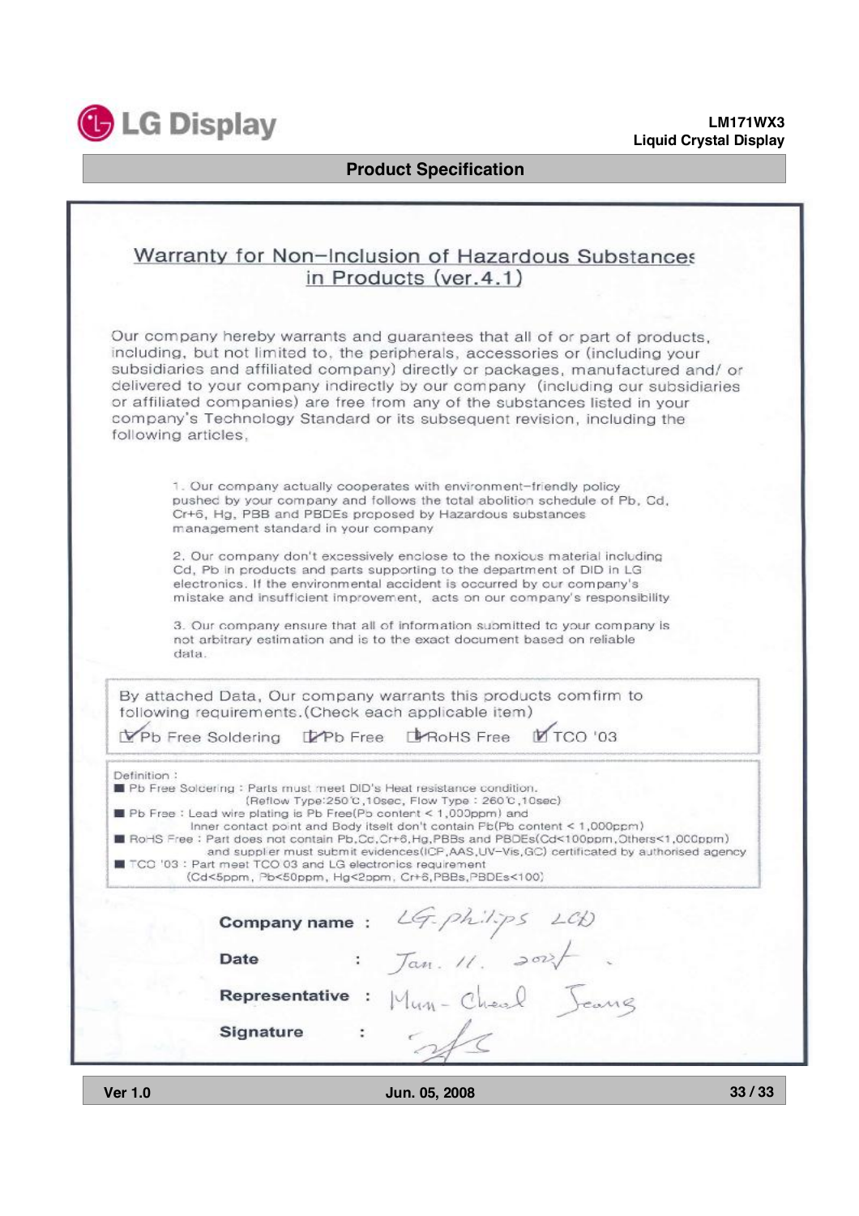## Warranty for Non-Inclusion of Hazardous Substances in Products (ver.4.1)

Our company hereby warrants and guarantees that all of or part of products, including, but not limited to, the peripherals, accessories or (including your subsidiaries and affiliated company) directly or packages, manufactured and/ or delivered to your company indirectly by our company (including our subsidiaries or affiliated companies) are free from any of the substances listed in your company's Technology Standard or its subsequent revision, including the following articles,

1. Our company actually cooperates with environment-friendly policy pushed by your company and follows the total abolition schedule of Pb, Cd, Cr+6, Hg, PBB and PBDEs proposed by Hazardous substances management standard in your company

2. Our company don't excessively enclose to the noxious material including Cd, Pb in products and parts supporting to the department of DID in LG electronics. If the environmental accident is occurred by our company's mistake and insufficient improvement, acts on our company's responsibility

3. Our company ensure that all of information submitted to your company is not arbitrary estimation and is to the exact document based on reliable data.

By attached Data, Our company warrants this products comfirm to following requirements.(Check each applicable item)

☑ Pb Free Soldering ☑ Pb Free ☑ RoHS Free ☑ TCO '03

Definition :

- Pb Free Soldering : Parts must meet DID's Heat resistance condition. (Reflow Type:250℃,10sec, Flow Type : 260℃,10sec)
- Pb Free : Lead wire plating is Pb Free(Pb content < 1,000ppm) and Inner contact point and Body itself don't contain Pb(Pb content < 1,000ppm)
- RoHS Free : Part does not contain Pb,Cd,Cr+6,Hg,PBBs and PBDEs(Cd<100ppm,Others<1,000ppm) and supplier must submit evidences(ICP,AAS,UV-Vis,GC) certificated by authorised agency
- TCO '03 : Part meet TCO 03 and LG electronics requirement (Cd<5ppm, Pb<50ppm, Hg<2ppm, Cr+6,PBBs,PBDEs<100)

**Company name** : LG-philips LCD

**Date** : Jan. 11. 2007

**Representative** : Mun-Cheol Jeong

**Signature** : (signature)